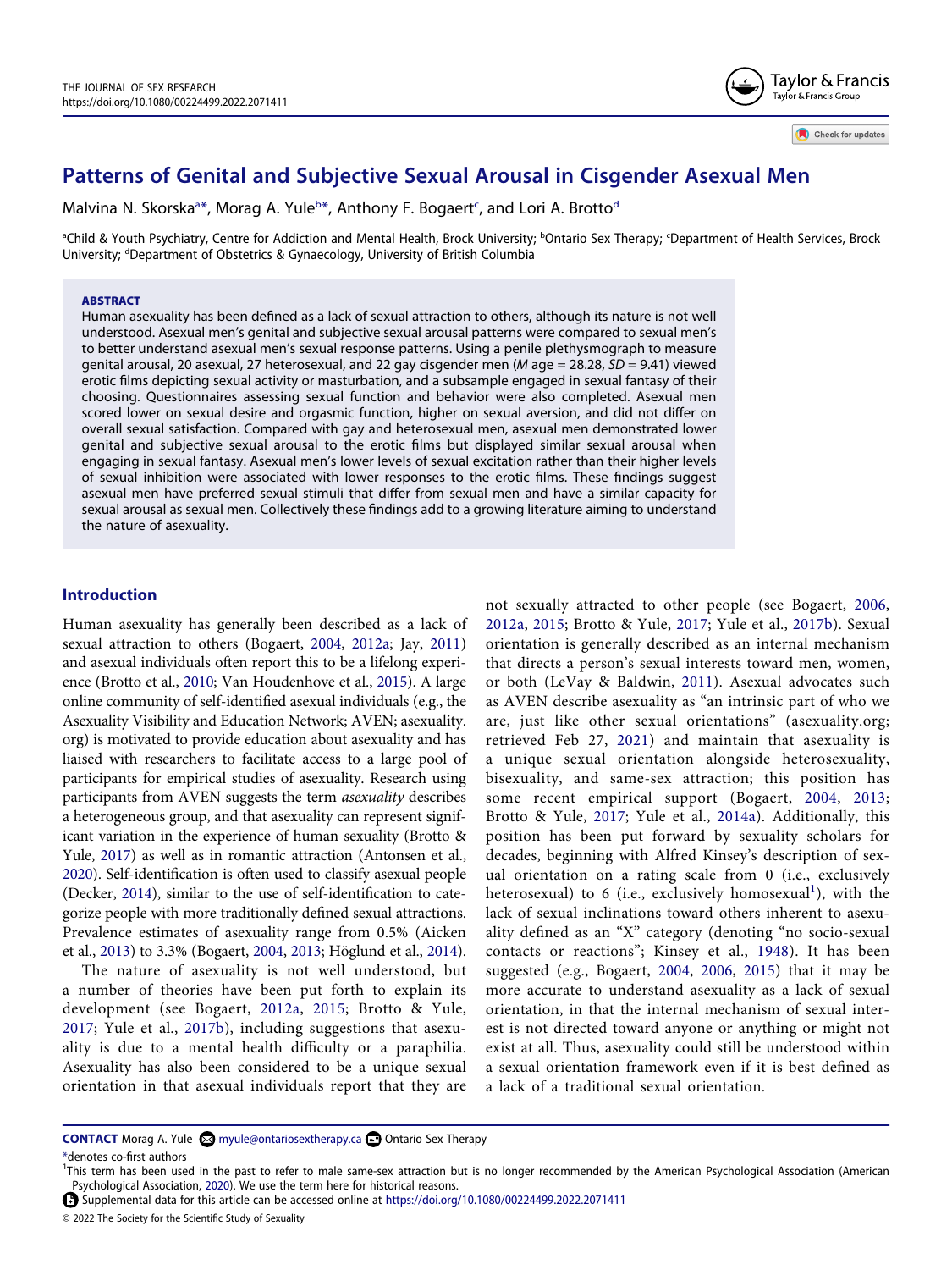# Patterns of Genital and Subjective Sexual Arousal in Cisgender Asexual Men

Malvina N. Skorska[a*], Morag A. Yule[b*], Anthony F. Bogaert[c], and Lori A. Brotto[d]

[a]Child & Youth Psychiatry, Centre for Addiction and Mental Health, Brock University; [b]Ontario Sex Therapy; [c]Department of Health Services, Brock University; [d]Department of Obstetrics & Gynaecology, University of British Columbia

### ABSTRACT

Human asexuality has been defined as a lack of sexual attraction to others, although its nature is not well understood. Asexual men's genital and subjective sexual arousal patterns were compared to sexual men's to better understand asexual men's sexual response patterns. Using a penile plethysmograph to measure genital arousal, 20 asexual, 27 heterosexual, and 22 gay cisgender men (*M* age = 28.28, *SD* = 9.41) viewed erotic films depicting sexual activity or masturbation, and a subsample engaged in sexual fantasy of their choosing. Questionnaires assessing sexual function and behavior were also completed. Asexual men scored lower on sexual desire and orgasmic function, higher on sexual aversion, and did not differ on overall sexual satisfaction. Compared with gay and heterosexual men, asexual men demonstrated lower genital and subjective sexual arousal to the erotic films but displayed similar sexual arousal when engaging in sexual fantasy. Asexual men's lower levels of sexual excitation rather than their higher levels of sexual inhibition were associated with lower responses to the erotic films. These findings suggest asexual men have preferred sexual stimuli that differ from sexual men and have a similar capacity for sexual arousal as sexual men. Collectively these findings add to a growing literature aiming to understand the nature of asexuality.

## Introduction

Human asexuality has generally been described as a lack of sexual attraction to others (Bogaert, 2004, 2012a; Jay, 2011) and asexual individuals often report this to be a lifelong experience (Brotto et al., 2010; Van Houdenhove et al., 2015). A large online community of self-identified asexual individuals (e.g., the Asexuality Visibility and Education Network; AVEN; asexuality.org) is motivated to provide education about asexuality and has liaised with researchers to facilitate access to a large pool of participants for empirical studies of asexuality. Research using participants from AVEN suggests the term *asexuality* describes a heterogeneous group, and that asexuality can represent significant variation in the experience of human sexuality (Brotto & Yule, 2017) as well as in romantic attraction (Antonsen et al., 2020). Self-identification is often used to classify asexual people (Decker, 2014), similar to the use of self-identification to categorize people with more traditionally defined sexual attractions. Prevalence estimates of asexuality range from 0.5% (Aicken et al., 2013) to 3.3% (Bogaert, 2004, 2013; Höglund et al., 2014).

The nature of asexuality is not well understood, but a number of theories have been put forth to explain its development (see Bogaert, 2012a, 2015; Brotto & Yule, 2017; Yule et al., 2017b), including suggestions that asexuality is due to a mental health difficulty or a paraphilia. Asexuality has also been considered to be a unique sexual orientation in that asexual individuals report that they are not sexually attracted to other people (see Bogaert, 2006, 2012a, 2015; Brotto & Yule, 2017; Yule et al., 2017b). Sexual orientation is generally described as an internal mechanism that directs a person's sexual interests toward men, women, or both (LeVay & Baldwin, 2011). Asexual advocates such as AVEN describe asexuality as "an intrinsic part of who we are, just like other sexual orientations" (asexuality.org; retrieved Feb 27, 2021) and maintain that asexuality is a unique sexual orientation alongside heterosexuality, bisexuality, and same-sex attraction; this position has some recent empirical support (Bogaert, 2004, 2013; Brotto & Yule, 2017; Yule et al., 2014a). Additionally, this position has been put forward by sexuality scholars for decades, beginning with Alfred Kinsey's description of sexual orientation on a rating scale from 0 (i.e., exclusively heterosexual) to 6 (i.e., exclusively homosexual[1]), with the lack of sexual inclinations toward others inherent to asexuality defined as an "X" category (denoting "no socio-sexual contacts or reactions"; Kinsey et al., 1948). It has been suggested (e.g., Bogaert, 2004, 2006, 2015) that it may be more accurate to understand asexuality as a lack of sexual orientation, in that the internal mechanism of sexual interest is not directed toward anyone or anything or might not exist at all. Thus, asexuality could still be understood within a sexual orientation framework even if it is best defined as a lack of a traditional sexual orientation.

**CONTACT** Morag A. Yule myule@ontariosextherapy.ca Ontario Sex Therapy

*denotes co-first authors

[1]This term has been used in the past to refer to male same-sex attraction but is no longer recommended by the American Psychological Association (American Psychological Association, 2020). We use the term here for historical reasons.

Supplemental data for this article can be accessed online at https://doi.org/10.1080/00224499.2022.2071411

© 2022 The Society for the Scientific Study of Sexuality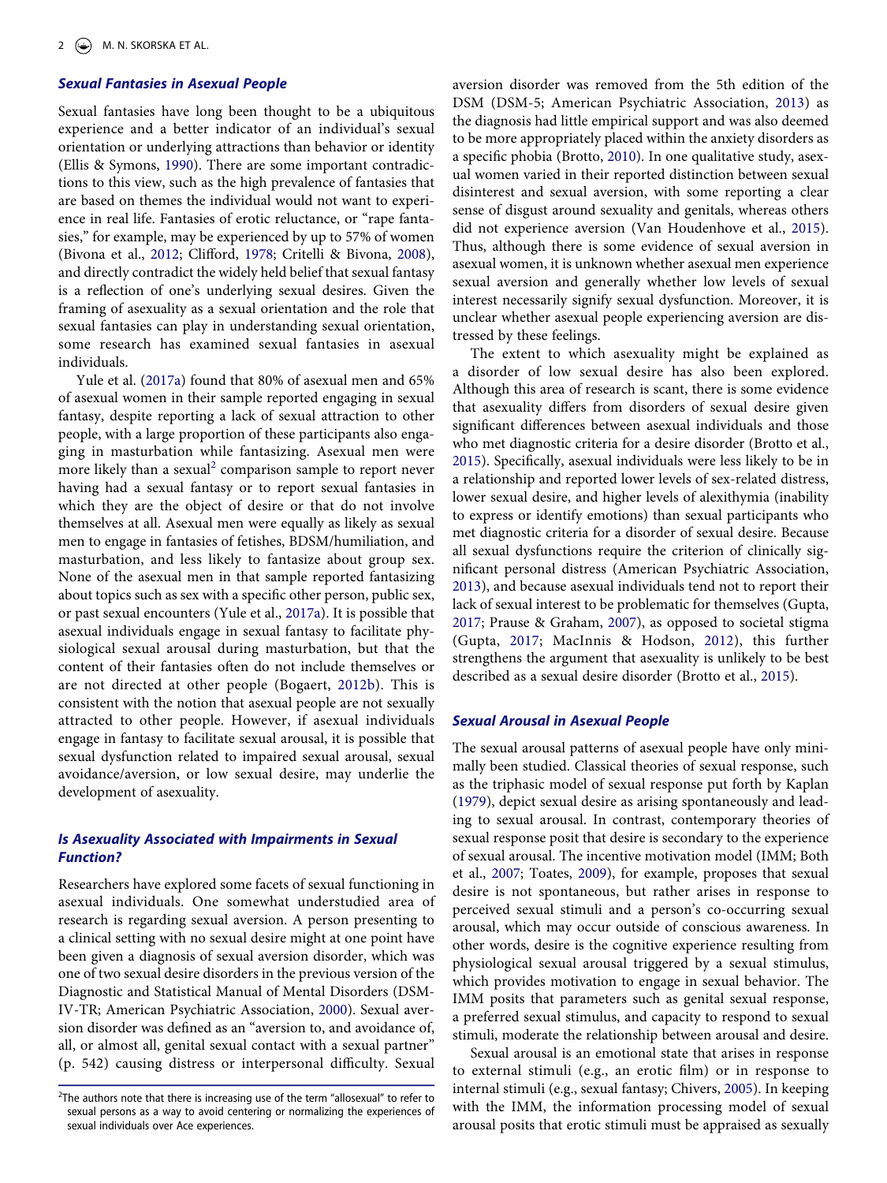### *Sexual Fantasies in Asexual People*

Sexual fantasies have long been thought to be a ubiquitous experience and a better indicator of an individual's sexual orientation or underlying attractions than behavior or identity (Ellis & Symons, 1990). There are some important contradictions to this view, such as the high prevalence of fantasies that are based on themes the individual would not want to experience in real life. Fantasies of erotic reluctance, or "rape fantasies," for example, may be experienced by up to 57% of women (Bivona et al., 2012; Clifford, 1978; Critelli & Bivona, 2008), and directly contradict the widely held belief that sexual fantasy is a reflection of one's underlying sexual desires. Given the framing of asexuality as a sexual orientation and the role that sexual fantasies can play in understanding sexual orientation, some research has examined sexual fantasies in asexual individuals.

Yule et al. (2017a) found that 80% of asexual men and 65% of asexual women in their sample reported engaging in sexual fantasy, despite reporting a lack of sexual attraction to other people, with a large proportion of these participants also engaging in masturbation while fantasizing. Asexual men were more likely than a sexual[2] comparison sample to report never having had a sexual fantasy or to report sexual fantasies in which they are the object of desire or that do not involve themselves at all. Asexual men were equally as likely as sexual men to engage in fantasies of fetishes, BDSM/humiliation, and masturbation, and less likely to fantasize about group sex. None of the asexual men in that sample reported fantasizing about topics such as sex with a specific other person, public sex, or past sexual encounters (Yule et al., 2017a). It is possible that asexual individuals engage in sexual fantasy to facilitate physiological sexual arousal during masturbation, but that the content of their fantasies often do not include themselves or are not directed at other people (Bogaert, 2012b). This is consistent with the notion that asexual people are not sexually attracted to other people. However, if asexual individuals engage in fantasy to facilitate sexual arousal, it is possible that sexual dysfunction related to impaired sexual arousal, sexual avoidance/aversion, or low sexual desire, may underlie the development of asexuality.

### *Is Asexuality Associated with Impairments in Sexual Function?*

Researchers have explored some facets of sexual functioning in asexual individuals. One somewhat understudied area of research is regarding sexual aversion. A person presenting to a clinical setting with no sexual desire might at one point have been given a diagnosis of sexual aversion disorder, which was one of two sexual desire disorders in the previous version of the Diagnostic and Statistical Manual of Mental Disorders (DSM-IV-TR; American Psychiatric Association, 2000). Sexual aversion disorder was defined as an "aversion to, and avoidance of, all, or almost all, genital sexual contact with a sexual partner" (p. 542) causing distress or interpersonal difficulty. Sexual aversion disorder was removed from the 5th edition of the DSM (DSM-5; American Psychiatric Association, 2013) as the diagnosis had little empirical support and was also deemed to be more appropriately placed within the anxiety disorders as a specific phobia (Brotto, 2010). In one qualitative study, asexual women varied in their reported distinction between sexual disinterest and sexual aversion, with some reporting a clear sense of disgust around sexuality and genitals, whereas others did not experience aversion (Van Houdenhove et al., 2015). Thus, although there is some evidence of sexual aversion in asexual women, it is unknown whether asexual men experience sexual aversion and generally whether low levels of sexual interest necessarily signify sexual dysfunction. Moreover, it is unclear whether asexual people experiencing aversion are distressed by these feelings.

The extent to which asexuality might be explained as a disorder of low sexual desire has also been explored. Although this area of research is scant, there is some evidence that asexuality differs from disorders of sexual desire given significant differences between asexual individuals and those who met diagnostic criteria for a desire disorder (Brotto et al., 2015). Specifically, asexual individuals were less likely to be in a relationship and reported lower levels of sex-related distress, lower sexual desire, and higher levels of alexithymia (inability to express or identify emotions) than sexual participants who met diagnostic criteria for a disorder of sexual desire. Because all sexual dysfunctions require the criterion of clinically significant personal distress (American Psychiatric Association, 2013), and because asexual individuals tend not to report their lack of sexual interest to be problematic for themselves (Gupta, 2017; Prause & Graham, 2007), as opposed to societal stigma (Gupta, 2017; MacInnis & Hodson, 2012), this further strengthens the argument that asexuality is unlikely to be best described as a sexual desire disorder (Brotto et al., 2015).

### *Sexual Arousal in Asexual People*

The sexual arousal patterns of asexual people have only minimally been studied. Classical theories of sexual response, such as the triphasic model of sexual response put forth by Kaplan (1979), depict sexual desire as arising spontaneously and leading to sexual arousal. In contrast, contemporary theories of sexual response posit that desire is secondary to the experience of sexual arousal. The incentive motivation model (IMM; Both et al., 2007; Toates, 2009), for example, proposes that sexual desire is not spontaneous, but rather arises in response to perceived sexual stimuli and a person's co-occurring sexual arousal, which may occur outside of conscious awareness. In other words, desire is the cognitive experience resulting from physiological sexual arousal triggered by a sexual stimulus, which provides motivation to engage in sexual behavior. The IMM posits that parameters such as genital sexual response, a preferred sexual stimulus, and capacity to respond to sexual stimuli, moderate the relationship between arousal and desire.

Sexual arousal is an emotional state that arises in response to external stimuli (e.g., an erotic film) or in response to internal stimuli (e.g., sexual fantasy; Chivers, 2005). In keeping with the IMM, the information processing model of sexual arousal posits that erotic stimuli must be appraised as sexually

[2]The authors note that there is increasing use of the term "allosexual" to refer to sexual persons as a way to avoid centering or normalizing the experiences of sexual individuals over Ace experiences.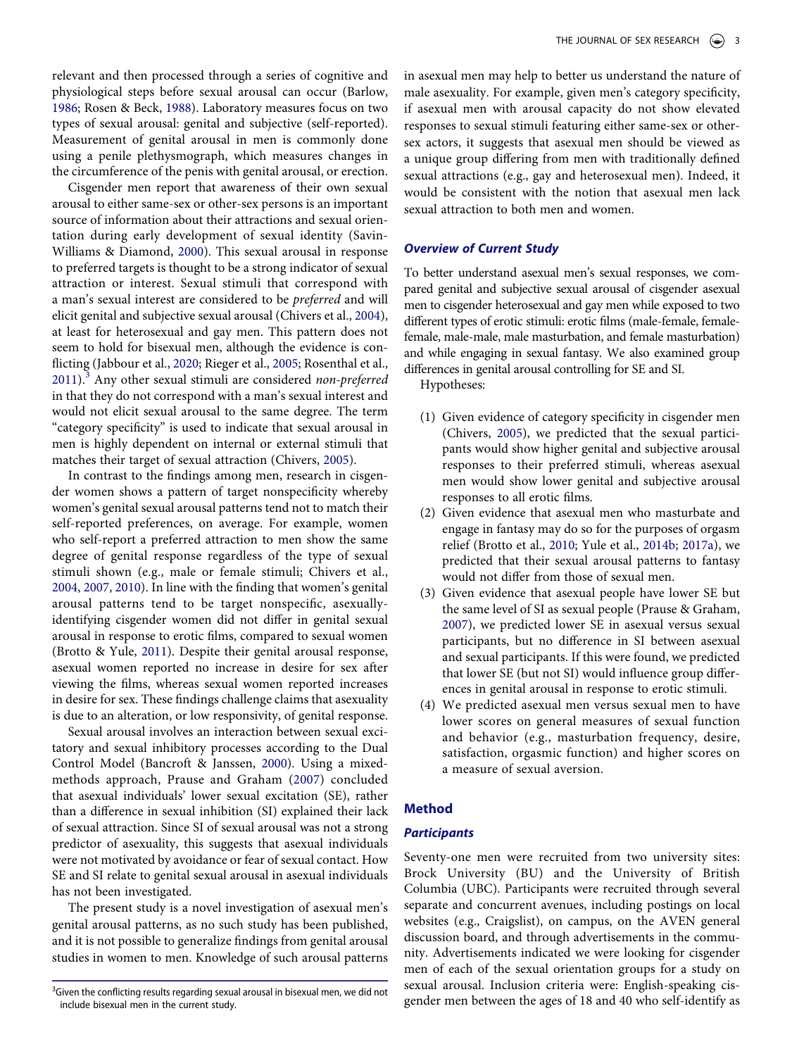relevant and then processed through a series of cognitive and physiological steps before sexual arousal can occur (Barlow, 1986; Rosen & Beck, 1988). Laboratory measures focus on two types of sexual arousal: genital and subjective (self-reported). Measurement of genital arousal in men is commonly done using a penile plethysmograph, which measures changes in the circumference of the penis with genital arousal, or erection.

Cisgender men report that awareness of their own sexual arousal to either same-sex or other-sex persons is an important source of information about their attractions and sexual orientation during early development of sexual identity (Savin-Williams & Diamond, 2000). This sexual arousal in response to preferred targets is thought to be a strong indicator of sexual attraction or interest. Sexual stimuli that correspond with a man's sexual interest are considered to be *preferred* and will elicit genital and subjective sexual arousal (Chivers et al., 2004), at least for heterosexual and gay men. This pattern does not seem to hold for bisexual men, although the evidence is conflicting (Jabbour et al., 2020; Rieger et al., 2005; Rosenthal et al., 2011).[3] Any other sexual stimuli are considered *non-preferred* in that they do not correspond with a man's sexual interest and would not elicit sexual arousal to the same degree. The term "category specificity" is used to indicate that sexual arousal in men is highly dependent on internal or external stimuli that matches their target of sexual attraction (Chivers, 2005).

In contrast to the findings among men, research in cisgender women shows a pattern of target nonspecificity whereby women's genital sexual arousal patterns tend not to match their self-reported preferences, on average. For example, women who self-report a preferred attraction to men show the same degree of genital response regardless of the type of sexual stimuli shown (e.g., male or female stimuli; Chivers et al., 2004, 2007, 2010). In line with the finding that women's genital arousal patterns tend to be target nonspecific, asexually-identifying cisgender women did not differ in genital sexual arousal in response to erotic films, compared to sexual women (Brotto & Yule, 2011). Despite their genital arousal response, asexual women reported no increase in desire for sex after viewing the films, whereas sexual women reported increases in desire for sex. These findings challenge claims that asexuality is due to an alteration, or low responsivity, of genital response.

Sexual arousal involves an interaction between sexual excitatory and sexual inhibitory processes according to the Dual Control Model (Bancroft & Janssen, 2000). Using a mixed-methods approach, Prause and Graham (2007) concluded that asexual individuals' lower sexual excitation (SE), rather than a difference in sexual inhibition (SI) explained their lack of sexual attraction. Since SI of sexual arousal was not a strong predictor of asexuality, this suggests that asexual individuals were not motivated by avoidance or fear of sexual contact. How SE and SI relate to genital sexual arousal in asexual individuals has not been investigated.

The present study is a novel investigation of asexual men's genital arousal patterns, as no such study has been published, and it is not possible to generalize findings from genital arousal studies in women to men. Knowledge of such arousal patterns in asexual men may help to better us understand the nature of male asexuality. For example, given men's category specificity, if asexual men with arousal capacity do not show elevated responses to sexual stimuli featuring either same-sex or other-sex actors, it suggests that asexual men should be viewed as a unique group differing from men with traditionally defined sexual attractions (e.g., gay and heterosexual men). Indeed, it would be consistent with the notion that asexual men lack sexual attraction to both men and women.

### Overview of Current Study

To better understand asexual men's sexual responses, we compared genital and subjective sexual arousal of cisgender asexual men to cisgender heterosexual and gay men while exposed to two different types of erotic stimuli: erotic films (male-female, female-female, male-male, male masturbation, and female masturbation) and while engaging in sexual fantasy. We also examined group differences in genital arousal controlling for SE and SI.

Hypotheses:

1. Given evidence of category specificity in cisgender men (Chivers, 2005), we predicted that the sexual participants would show higher genital and subjective arousal responses to their preferred stimuli, whereas asexual men would show lower genital and subjective arousal responses to all erotic films.
2. Given evidence that asexual men who masturbate and engage in fantasy may do so for the purposes of orgasm relief (Brotto et al., 2010; Yule et al., 2014b; 2017a), we predicted that their sexual arousal patterns to fantasy would not differ from those of sexual men.
3. Given evidence that asexual people have lower SE but the same level of SI as sexual people (Prause & Graham, 2007), we predicted lower SE in asexual versus sexual participants, but no difference in SI between asexual and sexual participants. If this were found, we predicted that lower SE (but not SI) would influence group differences in genital arousal in response to erotic stimuli.
4. We predicted asexual men versus sexual men to have lower scores on general measures of sexual function and behavior (e.g., masturbation frequency, desire, satisfaction, orgasmic function) and higher scores on a measure of sexual aversion.

## Method

### Participants

Seventy-one men were recruited from two university sites: Brock University (BU) and the University of British Columbia (UBC). Participants were recruited through several separate and concurrent avenues, including postings on local websites (e.g., Craigslist), on campus, on the AVEN general discussion board, and through advertisements in the community. Advertisements indicated we were looking for cisgender men of each of the sexual orientation groups for a study on sexual arousal. Inclusion criteria were: English-speaking cisgender men between the ages of 18 and 40 who self-identify as

[3] Given the conflicting results regarding sexual arousal in bisexual men, we did not include bisexual men in the current study.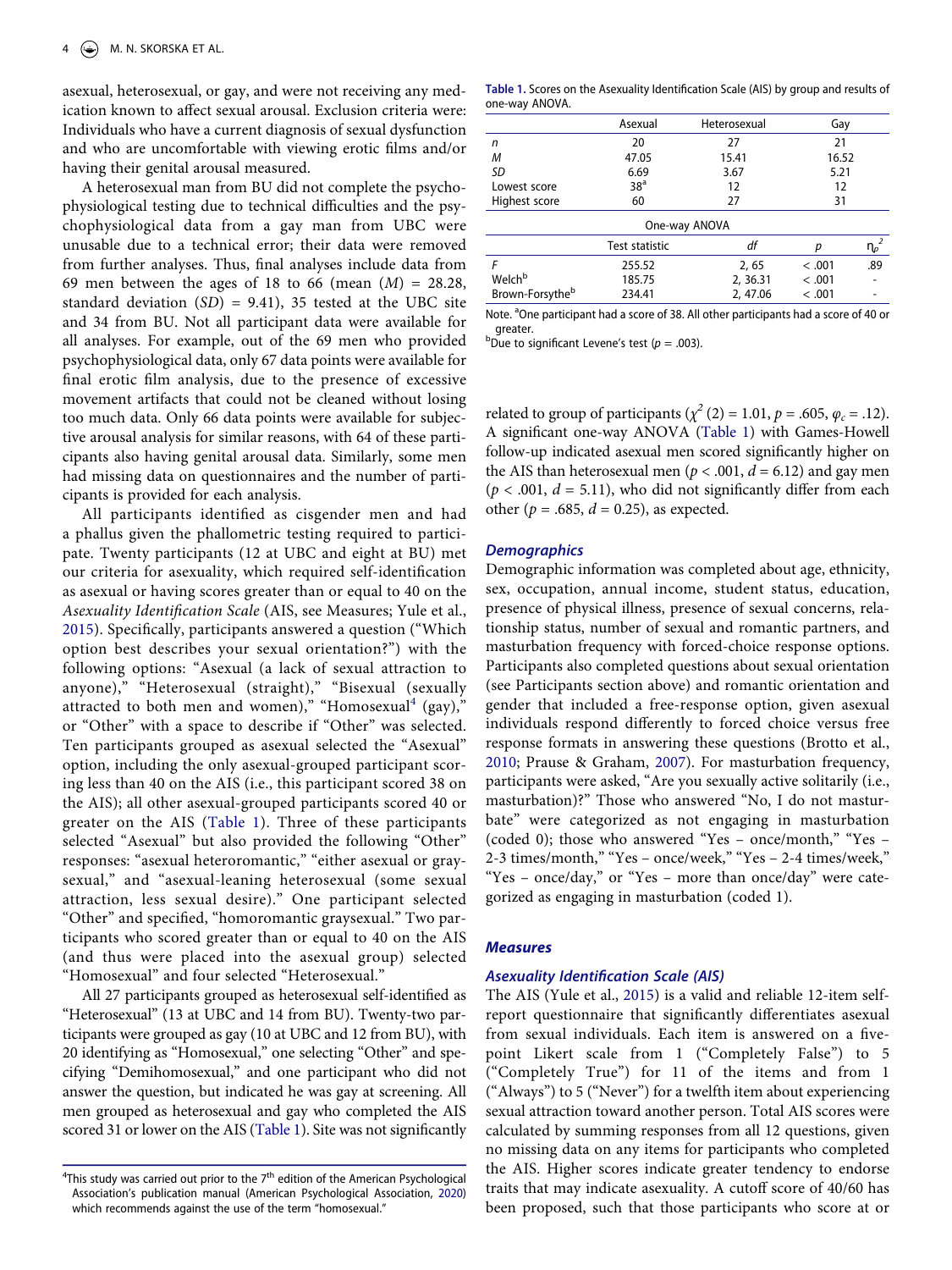asexual, heterosexual, or gay, and were not receiving any medication known to affect sexual arousal. Exclusion criteria were: Individuals who have a current diagnosis of sexual dysfunction and who are uncomfortable with viewing erotic films and/or having their genital arousal measured.

A heterosexual man from BU did not complete the psychophysiological testing due to technical difficulties and the psychophysiological data from a gay man from UBC were unusable due to a technical error; their data were removed from further analyses. Thus, final analyses include data from 69 men between the ages of 18 to 66 (mean ($M$) = 28.28, standard deviation ($SD$) = 9.41), 35 tested at the UBC site and 34 from BU. Not all participant data were available for all analyses. For example, out of the 69 men who provided psychophysiological data, only 67 data points were available for final erotic film analysis, due to the presence of excessive movement artifacts that could not be cleaned without losing too much data. Only 66 data points were available for subjective arousal analysis for similar reasons, with 64 of these participants also having genital arousal data. Similarly, some men had missing data on questionnaires and the number of participants is provided for each analysis.

All participants identified as cisgender men and had a phallus given the phallometric testing required to participate. Twenty participants (12 at UBC and eight at BU) met our criteria for asexuality, which required self-identification as asexual or having scores greater than or equal to 40 on the *Asexuality Identification Scale* (AIS, see Measures; Yule et al., 2015). Specifically, participants answered a question ("Which option best describes your sexual orientation?") with the following options: "Asexual (a lack of sexual attraction to anyone)," "Heterosexual (straight)," "Bisexual (sexually attracted to both men and women)," "Homosexual[4] (gay)," or "Other" with a space to describe if "Other" was selected. Ten participants grouped as asexual selected the "Asexual" option, including the only asexual-grouped participant scoring less than 40 on the AIS (i.e., this participant scored 38 on the AIS); all other asexual-grouped participants scored 40 or greater on the AIS (Table 1). Three of these participants selected "Asexual" but also provided the following "Other" responses: "asexual heteroromantic," "either asexual or graysexual," and "asexual-leaning heterosexual (some sexual attraction, less sexual desire)." One participant selected "Other" and specified, "homoromantic graysexual." Two participants who scored greater than or equal to 40 on the AIS (and thus were placed into the asexual group) selected "Homosexual" and four selected "Heterosexual."

All 27 participants grouped as heterosexual self-identified as "Heterosexual" (13 at UBC and 14 from BU). Twenty-two participants were grouped as gay (10 at UBC and 12 from BU), with 20 identifying as "Homosexual," one selecting "Other" and specifying "Demihomosexual," and one participant who did not answer the question, but indicated he was gay at screening. All men grouped as heterosexual and gay who completed the AIS scored 31 or lower on the AIS (Table 1). Site was not significantly related to group of participants ($\chi^2$ (2) = 1.01, $p$ = .605, $\varphi_c$ = .12). A significant one-way ANOVA (Table 1) with Games-Howell follow-up indicated asexual men scored significantly higher on the AIS than heterosexual men ($p$ < .001, $d$ = 6.12) and gay men ($p$ < .001, $d$ = 5.11), who did not significantly differ from each other ($p$ = .685, $d$ = 0.25), as expected.

**Table 1.** Scores on the Asexuality Identification Scale (AIS) by group and results of one-way ANOVA.

| | Asexual | Heterosexual | Gay | |
|---|---|---|---|---|
| $n$ | 20 | 27 | 21 | |
| $M$ | 47.05 | 15.41 | 16.52 | |
| $SD$ | 6.69 | 3.67 | 5.21 | |
| Lowest score | 38[a] | 12 | 12 | |
| Highest score | 60 | 27 | 31 | |
| **One-way ANOVA** | | | | |
| | Test statistic | $df$ | $p$ | $\eta_p^2$ |
| $F$ | 255.52 | 2, 65 | < .001 | .89 |
| Welch[b] | 185.75 | 2, 36.31 | < .001 | - |
| Brown-Forsythe[b] | 234.41 | 2, 47.06 | < .001 | - |

Note. [a]One participant had a score of 38. All other participants had a score of 40 or greater.
[b]Due to significant Levene's test ($p$ = .003).

### *Demographics*

Demographic information was completed about age, ethnicity, sex, occupation, annual income, student status, education, presence of physical illness, presence of sexual concerns, relationship status, number of sexual and romantic partners, and masturbation frequency with forced-choice response options. Participants also completed questions about sexual orientation (see Participants section above) and romantic orientation and gender that included a free-response option, given asexual individuals respond differently to forced choice versus free response formats in answering these questions (Brotto et al., 2010; Prause & Graham, 2007). For masturbation frequency, participants were asked, "Are you sexually active solitarily (i.e., masturbation)?" Those who answered "No, I do not masturbate" were categorized as not engaging in masturbation (coded 0); those who answered "Yes – once/month," "Yes – 2-3 times/month," "Yes – once/week," "Yes – 2-4 times/week," "Yes – once/day," or "Yes – more than once/day" were categorized as engaging in masturbation (coded 1).

### *Measures*

### *Asexuality Identification Scale (AIS)*

The AIS (Yule et al., 2015) is a valid and reliable 12-item self-report questionnaire that significantly differentiates asexual from sexual individuals. Each item is answered on a five-point Likert scale from 1 ("Completely False") to 5 ("Completely True") for 11 of the items and from 1 ("Always") to 5 ("Never") for a twelfth item about experiencing sexual attraction toward another person. Total AIS scores were calculated by summing responses from all 12 questions, given no missing data on any items for participants who completed the AIS. Higher scores indicate greater tendency to endorse traits that may indicate asexuality. A cutoff score of 40/60 has been proposed, such that those participants who score at or

[4]This study was carried out prior to the 7[th] edition of the American Psychological Association's publication manual (American Psychological Association, 2020) which recommends against the use of the term "homosexual."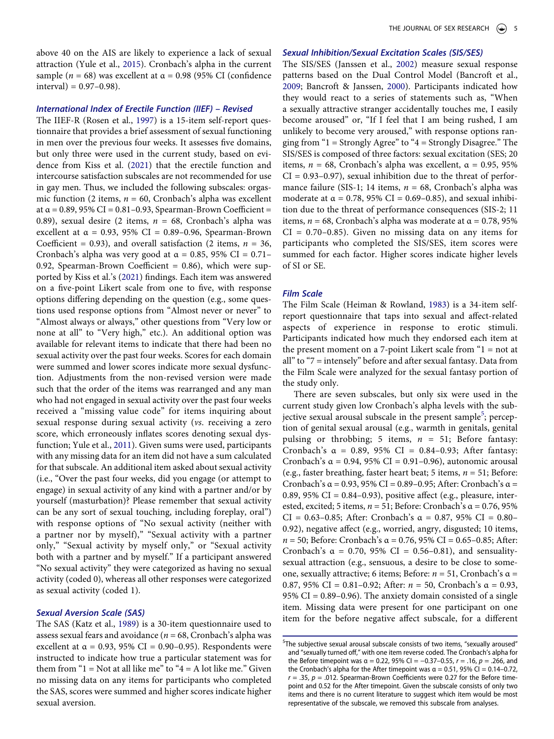above 40 on the AIS are likely to experience a lack of sexual attraction (Yule et al., 2015). Cronbach's alpha in the current sample ($n$ = 68) was excellent at α = 0.98 (95% CI (confidence interval) = 0.97–0.98).

### *International Index of Erectile Function (IIEF) – Revised*

The IIEF-R (Rosen et al., 1997) is a 15-item self-report questionnaire that provides a brief assessment of sexual functioning in men over the previous four weeks. It assesses five domains, but only three were used in the current study, based on evidence from Kiss et al. (2021) that the erectile function and intercourse satisfaction subscales are not recommended for use in gay men. Thus, we included the following subscales: orgasmic function (2 items, $n$ = 60, Cronbach's alpha was excellent at α = 0.89, 95% CI = 0.81–0.93, Spearman-Brown Coefficient = 0.89), sexual desire (2 items, $n$ = 68, Cronbach's alpha was excellent at α = 0.93, 95% CI = 0.89–0.96, Spearman-Brown Coefficient = 0.93), and overall satisfaction (2 items, $n$ = 36, Cronbach's alpha was very good at α = 0.85, 95% CI = 0.71–0.92, Spearman-Brown Coefficient = 0.86), which were supported by Kiss et al.'s (2021) findings. Each item was answered on a five-point Likert scale from one to five, with response options differing depending on the question (e.g., some questions used response options from "Almost never or never" to "Almost always or always," other questions from "Very low or none at all" to "Very high," etc.). An additional option was available for relevant items to indicate that there had been no sexual activity over the past four weeks. Scores for each domain were summed and lower scores indicate more sexual dysfunction. Adjustments from the non-revised version were made such that the order of the items was rearranged and any man who had not engaged in sexual activity over the past four weeks received a "missing value code" for items inquiring about sexual response during sexual activity (*vs*. receiving a zero score, which erroneously inflates scores denoting sexual dysfunction; Yule et al., 2011). Given sums were used, participants with any missing data for an item did not have a sum calculated for that subscale. An additional item asked about sexual activity (i.e., "Over the past four weeks, did you engage (or attempt to engage) in sexual activity of any kind with a partner and/or by yourself (masturbation)? Please remember that sexual activity can be any sort of sexual touching, including foreplay, oral") with response options of "No sexual activity (neither with a partner nor by myself)," "Sexual activity with a partner only," "Sexual activity by myself only," or "Sexual activity both with a partner and by myself." If a participant answered "No sexual activity" they were categorized as having no sexual activity (coded 0), whereas all other responses were categorized as sexual activity (coded 1).

### *Sexual Aversion Scale (SAS)*

The SAS (Katz et al., 1989) is a 30-item questionnaire used to assess sexual fears and avoidance ($n$ = 68, Cronbach's alpha was excellent at α = 0.93, 95% CI = 0.90–0.95). Respondents were instructed to indicate how true a particular statement was for them from "1 = Not at all like me" to "4 = A lot like me." Given no missing data on any items for participants who completed the SAS, scores were summed and higher scores indicate higher sexual aversion.

### *Sexual Inhibition/Sexual Excitation Scales (SIS/SES)*

The SIS/SES (Janssen et al., 2002) measure sexual response patterns based on the Dual Control Model (Bancroft et al., 2009; Bancroft & Janssen, 2000). Participants indicated how they would react to a series of statements such as, "When a sexually attractive stranger accidentally touches me, I easily become aroused" or, "If I feel that I am being rushed, I am unlikely to become very aroused," with response options ranging from "1 = Strongly Agree" to "4 = Strongly Disagree." The SIS/SES is composed of three factors: sexual excitation (SES; 20 items, $n$ = 68, Cronbach's alpha was excellent, α = 0.95, 95% CI = 0.93–0.97), sexual inhibition due to the threat of performance failure (SIS-1; 14 items, $n$ = 68, Cronbach's alpha was moderate at α = 0.78, 95% CI = 0.69–0.85), and sexual inhibition due to the threat of performance consequences (SIS-2; 11 items, $n$ = 68, Cronbach's alpha was moderate at α = 0.78, 95% CI = 0.70–0.85). Given no missing data on any items for participants who completed the SIS/SES, item scores were summed for each factor. Higher scores indicate higher levels of SI or SE.

### *Film Scale*

The Film Scale (Heiman & Rowland, 1983) is a 34-item self-report questionnaire that taps into sexual and affect-related aspects of experience in response to erotic stimuli. Participants indicated how much they endorsed each item at the present moment on a 7-point Likert scale from "1 = not at all" to "7 = intensely" before and after sexual fantasy. Data from the Film Scale were analyzed for the sexual fantasy portion of the study only.

There are seven subscales, but only six were used in the current study given low Cronbach's alpha levels with the subjective sexual arousal subscale in the present sample[5]; perception of genital sexual arousal (e.g., warmth in genitals, genital pulsing or throbbing; 5 items, $n$ = 51; Before fantasy: Cronbach's α = 0.89, 95% CI = 0.84–0.93; After fantasy: Cronbach's α = 0.94, 95% CI = 0.91–0.96), autonomic arousal (e.g., faster breathing, faster heart beat; 5 items, $n$ = 51; Before: Cronbach's α = 0.93, 95% CI = 0.89–0.95; After: Cronbach's α = 0.89, 95% CI = 0.84–0.93), positive affect (e.g., pleasure, interested, excited; 5 items, $n$ = 51; Before: Cronbach's α = 0.76, 95% CI = 0.63–0.85; After: Cronbach's α = 0.87, 95% CI = 0.80–0.92), negative affect (e.g., worried, angry, disgusted; 10 items, $n$ = 50; Before: Cronbach's α = 0.76, 95% CI = 0.65–0.85; After: Cronbach's α = 0.70, 95% CI = 0.56–0.81), and sensuality-sexual attraction (e.g., sensuous, a desire to be close to someone, sexually attractive; 6 items; Before: $n$ = 51, Cronbach's α = 0.87, 95% CI = 0.81–0.92; After: $n$ = 50, Cronbach's α = 0.93, 95% CI = 0.89–0.96). The anxiety domain consisted of a single item. Missing data were present for one participant on one item for the before negative affect subscale, for a different

[5]The subjective sexual arousal subscale consists of two items, "sexually aroused" and "sexually turned off," with one item reverse coded. The Cronbach's alpha for the Before timepoint was α = 0.22, 95% CI = −0.37–0.55, $r$ = .16, $p$ = .266, and the Cronbach's alpha for the After timepoint was α = 0.51, 95% CI = 0.14–0.72, $r$ = .35, $p$ = .012. Spearman-Brown Coefficients were 0.27 for the Before timepoint and 0.52 for the After timepoint. Given the subscale consists of only two items and there is no current literature to suggest which item would be most representative of the subscale, we removed this subscale from analyses.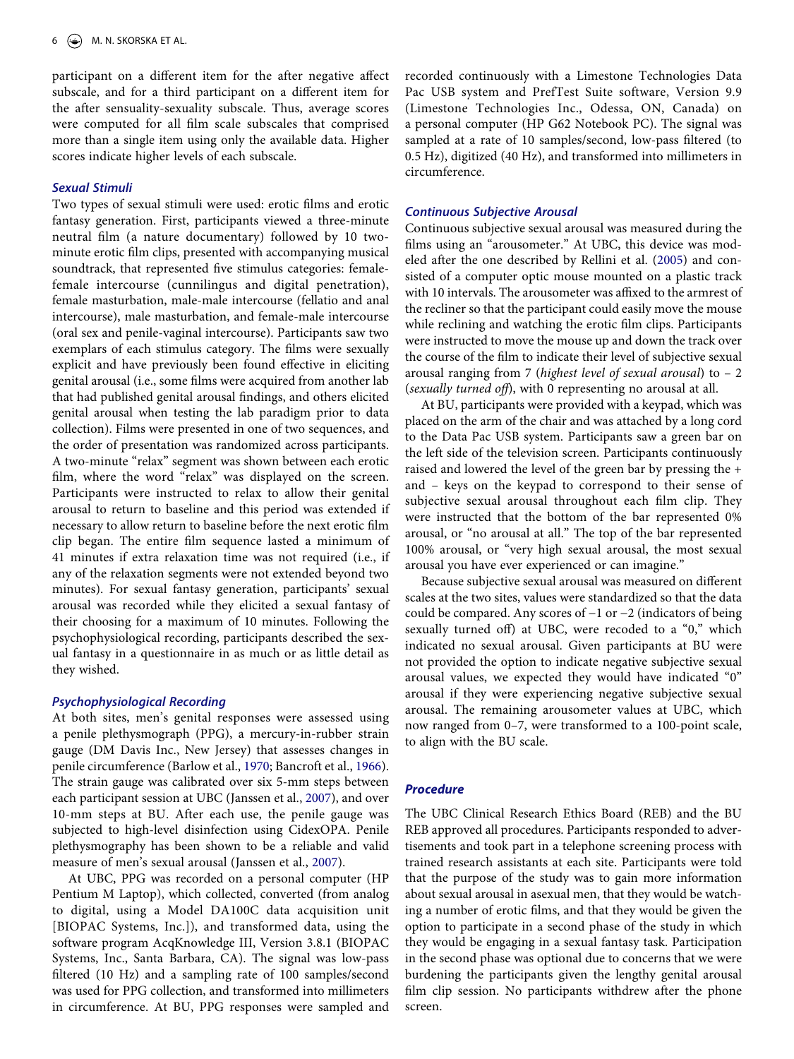participant on a different item for the after negative affect subscale, and for a third participant on a different item for the after sensuality-sexuality subscale. Thus, average scores were computed for all film scale subscales that comprised more than a single item using only the available data. Higher scores indicate higher levels of each subscale.

### *Sexual Stimuli*

Two types of sexual stimuli were used: erotic films and erotic fantasy generation. First, participants viewed a three-minute neutral film (a nature documentary) followed by 10 two-minute erotic film clips, presented with accompanying musical soundtrack, that represented five stimulus categories: female-female intercourse (cunnilingus and digital penetration), female masturbation, male-male intercourse (fellatio and anal intercourse), male masturbation, and female-male intercourse (oral sex and penile-vaginal intercourse). Participants saw two exemplars of each stimulus category. The films were sexually explicit and have previously been found effective in eliciting genital arousal (i.e., some films were acquired from another lab that had published genital arousal findings, and others elicited genital arousal when testing the lab paradigm prior to data collection). Films were presented in one of two sequences, and the order of presentation was randomized across participants. A two-minute "relax" segment was shown between each erotic film, where the word "relax" was displayed on the screen. Participants were instructed to relax to allow their genital arousal to return to baseline and this period was extended if necessary to allow return to baseline before the next erotic film clip began. The entire film sequence lasted a minimum of 41 minutes if extra relaxation time was not required (i.e., if any of the relaxation segments were not extended beyond two minutes). For sexual fantasy generation, participants' sexual arousal was recorded while they elicited a sexual fantasy of their choosing for a maximum of 10 minutes. Following the psychophysiological recording, participants described the sexual fantasy in a questionnaire in as much or as little detail as they wished.

### *Psychophysiological Recording*

At both sites, men's genital responses were assessed using a penile plethysmograph (PPG), a mercury-in-rubber strain gauge (DM Davis Inc., New Jersey) that assesses changes in penile circumference (Barlow et al., 1970; Bancroft et al., 1966). The strain gauge was calibrated over six 5-mm steps between each participant session at UBC (Janssen et al., 2007), and over 10-mm steps at BU. After each use, the penile gauge was subjected to high-level disinfection using CidexOPA. Penile plethysmography has been shown to be a reliable and valid measure of men's sexual arousal (Janssen et al., 2007).

At UBC, PPG was recorded on a personal computer (HP Pentium M Laptop), which collected, converted (from analog to digital, using a Model DA100C data acquisition unit [BIOPAC Systems, Inc.]), and transformed data, using the software program AcqKnowledge III, Version 3.8.1 (BIOPAC Systems, Inc., Santa Barbara, CA). The signal was low-pass filtered (10 Hz) and a sampling rate of 100 samples/second was used for PPG collection, and transformed into millimeters in circumference. At BU, PPG responses were sampled and recorded continuously with a Limestone Technologies Data Pac USB system and PrefTest Suite software, Version 9.9 (Limestone Technologies Inc., Odessa, ON, Canada) on a personal computer (HP G62 Notebook PC). The signal was sampled at a rate of 10 samples/second, low-pass filtered (to 0.5 Hz), digitized (40 Hz), and transformed into millimeters in circumference.

### *Continuous Subjective Arousal*

Continuous subjective sexual arousal was measured during the films using an "arousometer." At UBC, this device was modeled after the one described by Rellini et al. (2005) and consisted of a computer optic mouse mounted on a plastic track with 10 intervals. The arousometer was affixed to the armrest of the recliner so that the participant could easily move the mouse while reclining and watching the erotic film clips. Participants were instructed to move the mouse up and down the track over the course of the film to indicate their level of subjective sexual arousal ranging from 7 (*highest level of sexual arousal*) to – 2 (*sexually turned off*), with 0 representing no arousal at all.

At BU, participants were provided with a keypad, which was placed on the arm of the chair and was attached by a long cord to the Data Pac USB system. Participants saw a green bar on the left side of the television screen. Participants continuously raised and lowered the level of the green bar by pressing the + and – keys on the keypad to correspond to their sense of subjective sexual arousal throughout each film clip. They were instructed that the bottom of the bar represented 0% arousal, or "no arousal at all." The top of the bar represented 100% arousal, or "very high sexual arousal, the most sexual arousal you have ever experienced or can imagine."

Because subjective sexual arousal was measured on different scales at the two sites, values were standardized so that the data could be compared. Any scores of −1 or −2 (indicators of being sexually turned off) at UBC, were recoded to a "0," which indicated no sexual arousal. Given participants at BU were not provided the option to indicate negative subjective sexual arousal values, we expected they would have indicated "0" arousal if they were experiencing negative subjective sexual arousal. The remaining arousometer values at UBC, which now ranged from 0–7, were transformed to a 100-point scale, to align with the BU scale.

### *Procedure*

The UBC Clinical Research Ethics Board (REB) and the BU REB approved all procedures. Participants responded to advertisements and took part in a telephone screening process with trained research assistants at each site. Participants were told that the purpose of the study was to gain more information about sexual arousal in asexual men, that they would be watching a number of erotic films, and that they would be given the option to participate in a second phase of the study in which they would be engaging in a sexual fantasy task. Participation in the second phase was optional due to concerns that we were burdening the participants given the lengthy genital arousal film clip session. No participants withdrew after the phone screen.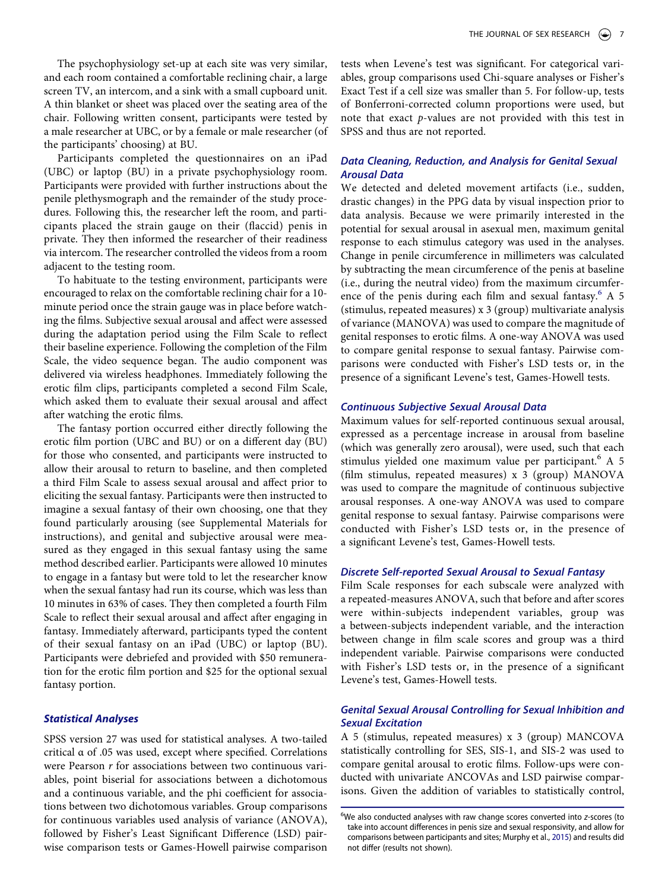The psychophysiology set-up at each site was very similar, and each room contained a comfortable reclining chair, a large screen TV, an intercom, and a sink with a small cupboard unit. A thin blanket or sheet was placed over the seating area of the chair. Following written consent, participants were tested by a male researcher at UBC, or by a female or male researcher (of the participants' choosing) at BU.

Participants completed the questionnaires on an iPad (UBC) or laptop (BU) in a private psychophysiology room. Participants were provided with further instructions about the penile plethysmograph and the remainder of the study procedures. Following this, the researcher left the room, and participants placed the strain gauge on their (flaccid) penis in private. They then informed the researcher of their readiness via intercom. The researcher controlled the videos from a room adjacent to the testing room.

To habituate to the testing environment, participants were encouraged to relax on the comfortable reclining chair for a 10-minute period once the strain gauge was in place before watching the films. Subjective sexual arousal and affect were assessed during the adaptation period using the Film Scale to reflect their baseline experience. Following the completion of the Film Scale, the video sequence began. The audio component was delivered via wireless headphones. Immediately following the erotic film clips, participants completed a second Film Scale, which asked them to evaluate their sexual arousal and affect after watching the erotic films.

The fantasy portion occurred either directly following the erotic film portion (UBC and BU) or on a different day (BU) for those who consented, and participants were instructed to allow their arousal to return to baseline, and then completed a third Film Scale to assess sexual arousal and affect prior to eliciting the sexual fantasy. Participants were then instructed to imagine a sexual fantasy of their own choosing, one that they found particularly arousing (see Supplemental Materials for instructions), and genital and subjective arousal were measured as they engaged in this sexual fantasy using the same method described earlier. Participants were allowed 10 minutes to engage in a fantasy but were told to let the researcher know when the sexual fantasy had run its course, which was less than 10 minutes in 63% of cases. They then completed a fourth Film Scale to reflect their sexual arousal and affect after engaging in fantasy. Immediately afterward, participants typed the content of their sexual fantasy on an iPad (UBC) or laptop (BU). Participants were debriefed and provided with $50 remuneration for the erotic film portion and $25 for the optional sexual fantasy portion.

### Statistical Analyses

SPSS version 27 was used for statistical analyses. A two-tailed critical α of .05 was used, except where specified. Correlations were Pearson *r* for associations between two continuous variables, point biserial for associations between a dichotomous and a continuous variable, and the phi coefficient for associations between two dichotomous variables. Group comparisons for continuous variables used analysis of variance (ANOVA), followed by Fisher's Least Significant Difference (LSD) pairwise comparison tests or Games-Howell pairwise comparison tests when Levene's test was significant. For categorical variables, group comparisons used Chi-square analyses or Fisher's Exact Test if a cell size was smaller than 5. For follow-up, tests of Bonferroni-corrected column proportions were used, but note that exact *p*-values are not provided with this test in SPSS and thus are not reported.

### Data Cleaning, Reduction, and Analysis for Genital Sexual Arousal Data

We detected and deleted movement artifacts (i.e., sudden, drastic changes) in the PPG data by visual inspection prior to data analysis. Because we were primarily interested in the potential for sexual arousal in asexual men, maximum genital response to each stimulus category was used in the analyses. Change in penile circumference in millimeters was calculated by subtracting the mean circumference of the penis at baseline (i.e., during the neutral video) from the maximum circumference of the penis during each film and sexual fantasy.[6] A 5 (stimulus, repeated measures) x 3 (group) multivariate analysis of variance (MANOVA) was used to compare the magnitude of genital responses to erotic films. A one-way ANOVA was used to compare genital response to sexual fantasy. Pairwise comparisons were conducted with Fisher's LSD tests or, in the presence of a significant Levene's test, Games-Howell tests.

### Continuous Subjective Sexual Arousal Data

Maximum values for self-reported continuous sexual arousal, expressed as a percentage increase in arousal from baseline (which was generally zero arousal), were used, such that each stimulus yielded one maximum value per participant.[6] A 5 (film stimulus, repeated measures) x 3 (group) MANOVA was used to compare the magnitude of continuous subjective arousal responses. A one-way ANOVA was used to compare genital response to sexual fantasy. Pairwise comparisons were conducted with Fisher's LSD tests or, in the presence of a significant Levene's test, Games-Howell tests.

### Discrete Self-reported Sexual Arousal to Sexual Fantasy

Film Scale responses for each subscale were analyzed with a repeated-measures ANOVA, such that before and after scores were within-subjects independent variables, group was a between-subjects independent variable, and the interaction between change in film scale scores and group was a third independent variable. Pairwise comparisons were conducted with Fisher's LSD tests or, in the presence of a significant Levene's test, Games-Howell tests.

### Genital Sexual Arousal Controlling for Sexual Inhibition and Sexual Excitation

A 5 (stimulus, repeated measures) x 3 (group) MANCOVA statistically controlling for SES, SIS-1, and SIS-2 was used to compare genital arousal to erotic films. Follow-ups were conducted with univariate ANCOVAs and LSD pairwise comparisons. Given the addition of variables to statistically control,

---

[6]We also conducted analyses with raw change scores converted into *z*-scores (to take into account differences in penis size and sexual responsivity, and allow for comparisons between participants and sites; Murphy et al., 2015) and results did not differ (results not shown).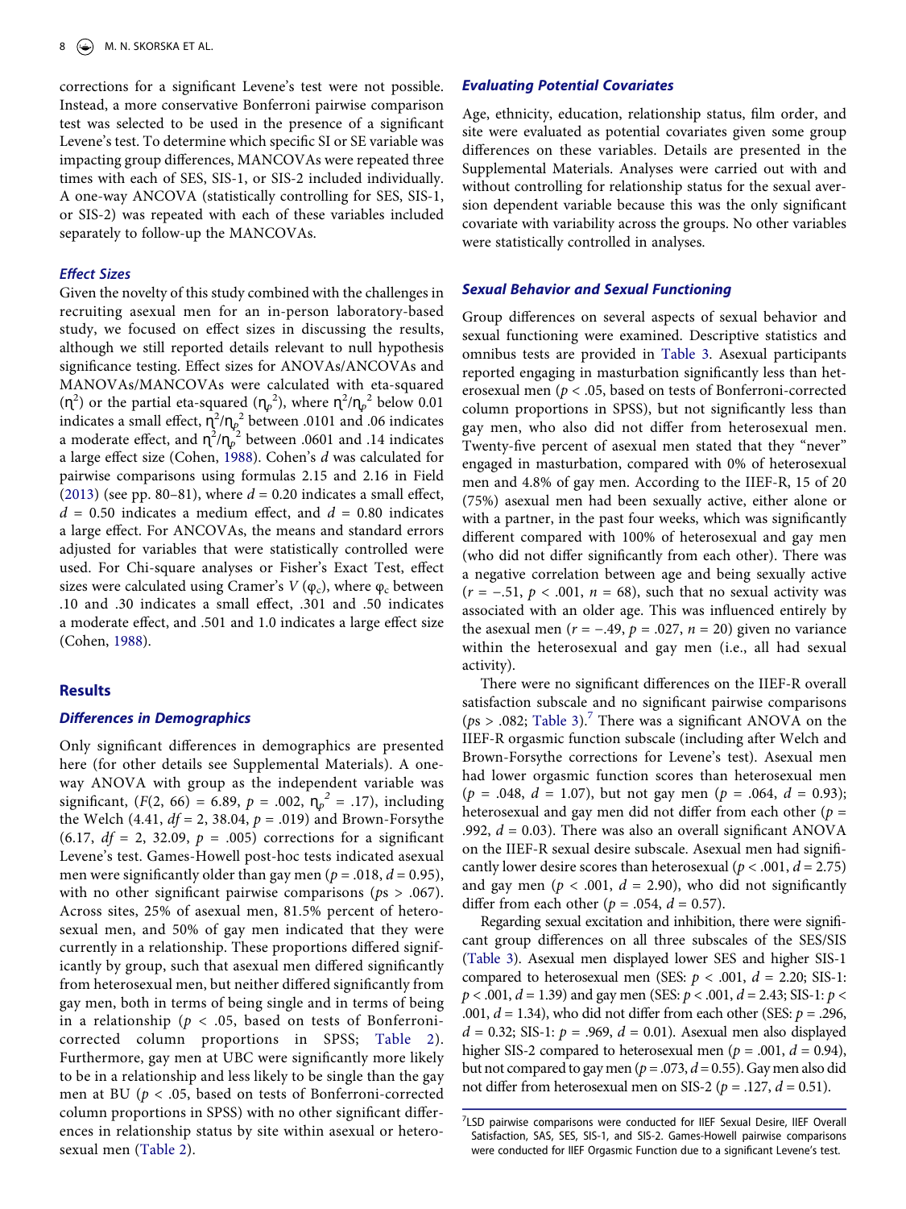corrections for a significant Levene's test were not possible. Instead, a more conservative Bonferroni pairwise comparison test was selected to be used in the presence of a significant Levene's test. To determine which specific SI or SE variable was impacting group differences, MANCOVAs were repeated three times with each of SES, SIS-1, or SIS-2 included individually. A one-way ANCOVA (statistically controlling for SES, SIS-1, or SIS-2) was repeated with each of these variables included separately to follow-up the MANCOVAs.

### *Effect Sizes*

Given the novelty of this study combined with the challenges in recruiting asexual men for an in-person laboratory-based study, we focused on effect sizes in discussing the results, although we still reported details relevant to null hypothesis significance testing. Effect sizes for ANOVAs/ANCOVAs and MANOVAs/MANCOVAs were calculated with eta-squared ($\eta^2$) or the partial eta-squared ($\eta_p^2$), where $\eta^2/\eta_p^2$ below 0.01 indicates a small effect, $\eta^2/\eta_p^2$ between .0101 and .06 indicates a moderate effect, and $\eta^2/\eta_p^2$ between .0601 and .14 indicates a large effect size (Cohen, 1988). Cohen's $d$ was calculated for pairwise comparisons using formulas 2.15 and 2.16 in Field (2013) (see pp. 80–81), where $d = 0.20$ indicates a small effect, $d = 0.50$ indicates a medium effect, and $d = 0.80$ indicates a large effect. For ANCOVAs, the means and standard errors adjusted for variables that were statistically controlled were used. For Chi-square analyses or Fisher's Exact Test, effect sizes were calculated using Cramer's $V$ ($\varphi_c$), where $\varphi_c$ between .10 and .30 indicates a small effect, .301 and .50 indicates a moderate effect, and .501 and 1.0 indicates a large effect size (Cohen, 1988).

## Results

### *Differences in Demographics*

Only significant differences in demographics are presented here (for other details see Supplemental Materials). A one-way ANOVA with group as the independent variable was significant, ($F(2, 66) = 6.89$, $p = .002$, $\eta_p^2 = .17$), including the Welch (4.41, $df = 2$, 38.04, $p = .019$) and Brown-Forsythe (6.17, $df = 2$, 32.09, $p = .005$) corrections for a significant Levene's test. Games-Howell post-hoc tests indicated asexual men were significantly older than gay men ($p = .018$, $d = 0.95$), with no other significant pairwise comparisons ($ps > .067$). Across sites, 25% of asexual men, 81.5% percent of heterosexual men, and 50% of gay men indicated that they were currently in a relationship. These proportions differed significantly by group, such that asexual men differed significantly from heterosexual men, but neither differed significantly from gay men, both in terms of being single and in terms of being in a relationship ($p < .05$, based on tests of Bonferroni-corrected column proportions in SPSS; Table 2). Furthermore, gay men at UBC were significantly more likely to be in a relationship and less likely to be single than the gay men at BU ($p < .05$, based on tests of Bonferroni-corrected column proportions in SPSS) with no other significant differences in relationship status by site within asexual or heterosexual men (Table 2).

### *Evaluating Potential Covariates*

Age, ethnicity, education, relationship status, film order, and site were evaluated as potential covariates given some group differences on these variables. Details are presented in the Supplemental Materials. Analyses were carried out with and without controlling for relationship status for the sexual aversion dependent variable because this was the only significant covariate with variability across the groups. No other variables were statistically controlled in analyses.

### *Sexual Behavior and Sexual Functioning*

Group differences on several aspects of sexual behavior and sexual functioning were examined. Descriptive statistics and omnibus tests are provided in Table 3. Asexual participants reported engaging in masturbation significantly less than heterosexual men ($p < .05$, based on tests of Bonferroni-corrected column proportions in SPSS), but not significantly less than gay men, who also did not differ from heterosexual men. Twenty-five percent of asexual men stated that they "never" engaged in masturbation, compared with 0% of heterosexual men and 4.8% of gay men. According to the IIEF-R, 15 of 20 (75%) asexual men had been sexually active, either alone or with a partner, in the past four weeks, which was significantly different compared with 100% of heterosexual and gay men (who did not differ significantly from each other). There was a negative correlation between age and being sexually active ($r = -.51$, $p < .001$, $n = 68$), such that no sexual activity was associated with an older age. This was influenced entirely by the asexual men ($r = -.49$, $p = .027$, $n = 20$) given no variance within the heterosexual and gay men (i.e., all had sexual activity).

There were no significant differences on the IIEF-R overall satisfaction subscale and no significant pairwise comparisons ($ps > .082$; Table 3).[7] There was a significant ANOVA on the IIEF-R orgasmic function subscale (including after Welch and Brown-Forsythe corrections for Levene's test). Asexual men had lower orgasmic function scores than heterosexual men ($p = .048$, $d = 1.07$), but not gay men ($p = .064$, $d = 0.93$); heterosexual and gay men did not differ from each other ($p = .992$, $d = 0.03$). There was also an overall significant ANOVA on the IIEF-R sexual desire subscale. Asexual men had significantly lower desire scores than heterosexual ($p < .001$, $d = 2.75$) and gay men ($p < .001$, $d = 2.90$), who did not significantly differ from each other ($p = .054$, $d = 0.57$).

Regarding sexual excitation and inhibition, there were significant group differences on all three subscales of the SES/SIS (Table 3). Asexual men displayed lower SES and higher SIS-1 compared to heterosexual men (SES: $p < .001$, $d = 2.20$; SIS-1: $p < .001$, $d = 1.39$) and gay men (SES: $p < .001$, $d = 2.43$; SIS-1: $p < .001$, $d = 1.34$), who did not differ from each other (SES: $p = .296$, $d = 0.32$; SIS-1: $p = .969$, $d = 0.01$). Asexual men also displayed higher SIS-2 compared to heterosexual men ($p = .001$, $d = 0.94$), but not compared to gay men ($p = .073$, $d = 0.55$). Gay men also did not differ from heterosexual men on SIS-2 ($p = .127$, $d = 0.51$).

[7]LSD pairwise comparisons were conducted for IIEF Sexual Desire, IIEF Overall Satisfaction, SAS, SES, SIS-1, and SIS-2. Games-Howell pairwise comparisons were conducted for IIEF Orgasmic Function due to a significant Levene's test.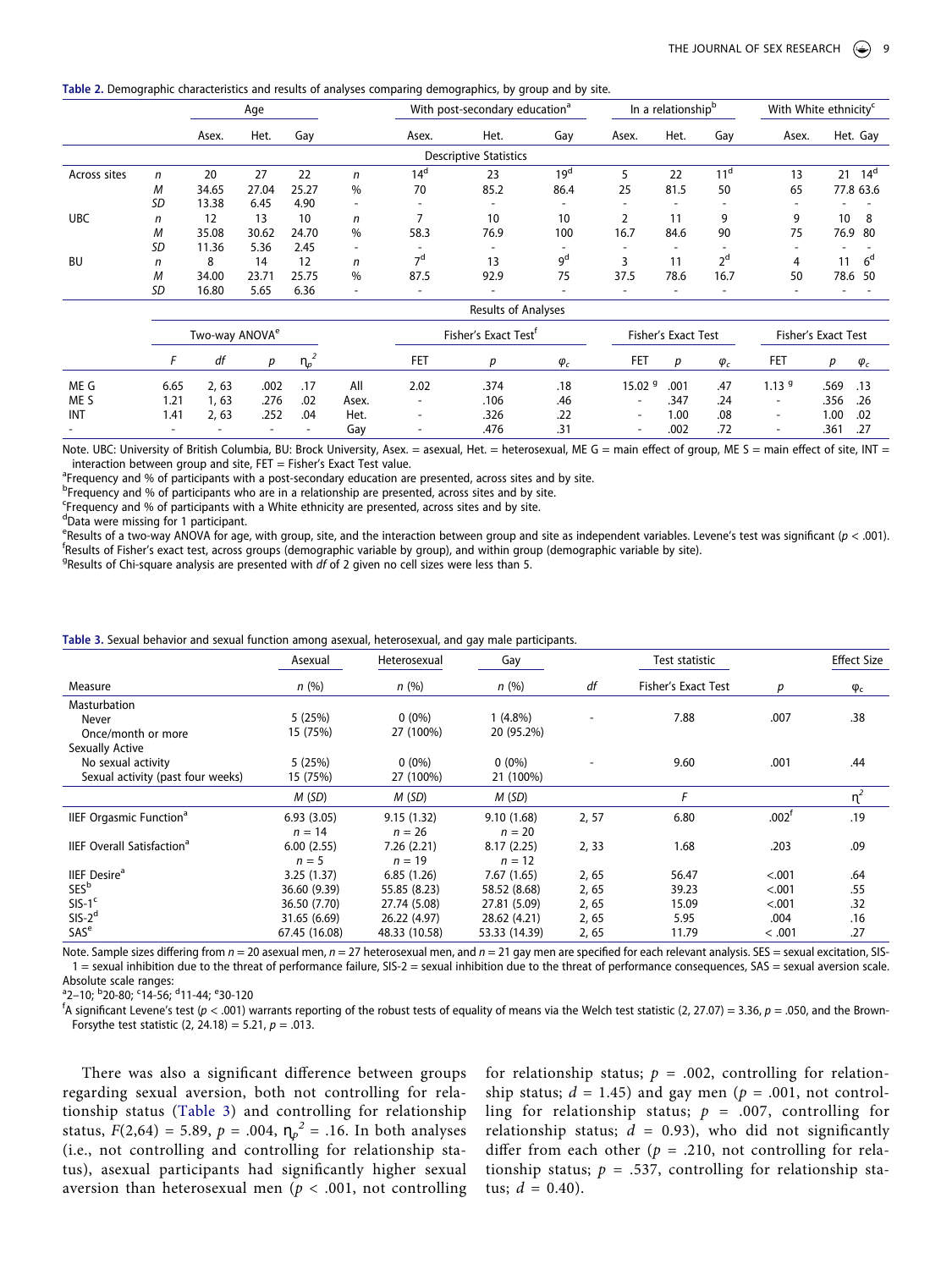**Table 2.** Demographic characteristics and results of analyses comparing demographics, by group and by site.

| | | Age | | | | With post-secondary education[a] | | | In a relationship[b] | | | With White ethnicity[c] | | |
|---|---|---|---|---|---|---|---|---|---|---|---|---|---|---|
| | | Asex. | Het. | Gay | | Asex. | Het. | Gay | Asex. | Het. | Gay | Asex. | Het. | Gay |
| | | | | | | Descriptive Statistics | | | | | | | | |
| Across sites | *n* | 20 | 27 | 22 | *n* | 14[d] | 23 | 19[d] | 5 | 22 | 11[d] | 13 | 21 | 14[d] |
| | *M* | 34.65 | 27.04 | 25.27 | % | 70 | 85.2 | 86.4 | 25 | 81.5 | 50 | 65 | 77.8 | 63.6 |
| | *SD* | 13.38 | 6.45 | 4.90 | - | - | - | - | - | - | - | - | - | - |
| UBC | *n* | 12 | 13 | 10 | *n* | 7 | 10 | 10 | 2 | 11 | 9 | 9 | 10 | 8 |
| | *M* | 35.08 | 30.62 | 24.70 | % | 58.3 | 76.9 | 100 | 16.7 | 84.6 | 90 | 75 | 76.9 | 80 |
| | *SD* | 11.36 | 5.36 | 2.45 | - | - | - | - | - | - | - | - | - | - |
| BU | *n* | 8 | 14 | 12 | *n* | 7[d] | 13 | 9[d] | 3 | 11 | 2[d] | 4 | 11 | 6[d] |
| | *M* | 34.00 | 23.71 | 25.75 | % | 87.5 | 92.9 | 75 | 37.5 | 78.6 | 16.7 | 50 | 78.6 | 50 |
| | *SD* | 16.80 | 5.65 | 6.36 | - | - | - | - | - | - | - | - | - | - |
| | | | | | | Results of Analyses | | | | | | | | |
| | | Two-way ANOVA[e] | | | | Fisher's Exact Test[f] | | | Fisher's Exact Test | | | Fisher's Exact Test | | |
| | *F* | *df* | *p* | $\eta_p^2$ | | FET | *p* | $\varphi_c$ | FET | *p* | $\varphi_c$ | FET | *p* | $\varphi_c$ |
| ME G | 6.65 | 2, 63 | .002 | .17 | All | 2.02 | .374 | .18 | 15.02[g] | .001 | .47 | 1.13[g] | .569 | .13 |
| ME S | 1.21 | 1, 63 | .276 | .02 | Asex. | - | .106 | .46 | - | .347 | .24 | - | .356 | .26 |
| INT | 1.41 | 2, 63 | .252 | .04 | Het. | - | .326 | .22 | - | 1.00 | .08 | - | 1.00 | .02 |
| - | - | - | - | - | Gay | - | .476 | .31 | - | .002 | .72 | - | .361 | .27 |

Note. UBC: University of British Columbia, BU: Brock University, Asex. = asexual, Het. = heterosexual, ME G = main effect of group, ME S = main effect of site, INT = interaction between group and site, FET = Fisher's Exact Test value.
[a]Frequency and % of participants with a post-secondary education are presented, across sites and by site.
[b]Frequency and % of participants who are in a relationship are presented, across sites and by site.
[c]Frequency and % of participants with a White ethnicity are presented, across sites and by site.
[d]Data were missing for 1 participant.
[e]Results of a two-way ANOVA for age, with group, site, and the interaction between group and site as independent variables. Levene's test was significant ($p < .001$).
[f]Results of Fisher's exact test, across groups (demographic variable by group), and within group (demographic variable by site).
[g]Results of Chi-square analysis are presented with *df* of 2 given no cell sizes were less than 5.

**Table 3.** Sexual behavior and sexual function among asexual, heterosexual, and gay male participants.

| Measure | Asexual *n* (%) | Heterosexual *n* (%) | Gay *n* (%) | *df* | Test statistic Fisher's Exact Test | *p* | Effect Size $\varphi_c$ |
|---|---|---|---|---|---|---|---|
| Masturbation | | | | | | | |
| Never | 5 (25%) | 0 (0%) | 1 (4.8%) | - | 7.88 | .007 | .38 |
| Once/month or more | 15 (75%) | 27 (100%) | 20 (95.2%) | | | | |
| Sexually Active | | | | | | | |
| No sexual activity | 5 (25%) | 0 (0%) | 0 (0%) | - | 9.60 | .001 | .44 |
| Sexual activity (past four weeks) | 15 (75%) | 27 (100%) | 21 (100%) | | | | |
| | *M* (*SD*) | *M* (*SD*) | *M* (*SD*) | | *F* | | $\eta^2$ |
| IIEF Orgasmic Function[a] | 6.93 (3.05) $n = 14$ | 9.15 (1.32) $n = 26$ | 9.10 (1.68) $n = 20$ | 2, 57 | 6.80 | .002[f] | .19 |
| IIEF Overall Satisfaction[a] | 6.00 (2.55) $n = 5$ | 7.26 (2.21) $n = 19$ | 8.17 (2.25) $n = 12$ | 2, 33 | 1.68 | .203 | .09 |
| IIEF Desire[a] | 3.25 (1.37) | 6.85 (1.26) | 7.67 (1.65) | 2, 65 | 56.47 | <.001 | .64 |
| SES[b] | 36.60 (9.39) | 55.85 (8.23) | 58.52 (8.68) | 2, 65 | 39.23 | <.001 | .55 |
| SIS-1[c] | 36.50 (7.70) | 27.74 (5.08) | 27.81 (5.09) | 2, 65 | 15.09 | <.001 | .32 |
| SIS-2[d] | 31.65 (6.69) | 26.22 (4.97) | 28.62 (4.21) | 2, 65 | 5.95 | .004 | .16 |
| SAS[e] | 67.45 (16.08) | 48.33 (10.58) | 53.33 (14.39) | 2, 65 | 11.79 | < .001 | .27 |

Note. Sample sizes differing from $n = 20$ asexual men, $n = 27$ heterosexual men, and $n = 21$ gay men are specified for each relevant analysis. SES = sexual excitation, SIS-1 = sexual inhibition due to the threat of performance failure, SIS-2 = sexual inhibition due to the threat of performance consequences, SAS = sexual aversion scale. Absolute scale ranges:
[a]2–10; [b]20-80; [c]14-56; [d]11-44; [e]30-120
[f]A significant Levene's test ($p < .001$) warrants reporting of the robust tests of equality of means via the Welch test statistic (2, 27.07) = 3.36, $p = .050$, and the Brown-Forsythe test statistic (2, 24.18) = 5.21, $p = .013$.

There was also a significant difference between groups regarding sexual aversion, both not controlling for relationship status (Table 3) and controlling for relationship status, $F(2,64) = 5.89$, $p = .004$, $\eta_p^2 = .16$. In both analyses (i.e., not controlling and controlling for relationship status), asexual participants had significantly higher sexual aversion than heterosexual men ($p < .001$, not controlling for relationship status; $p = .002$, controlling for relationship status; $d = 1.45$) and gay men ($p = .001$, not controlling for relationship status; $p = .007$, controlling for relationship status; $d = 0.93$), who did not significantly differ from each other ($p = .210$, not controlling for relationship status; $p = .537$, controlling for relationship status; $d = 0.40$).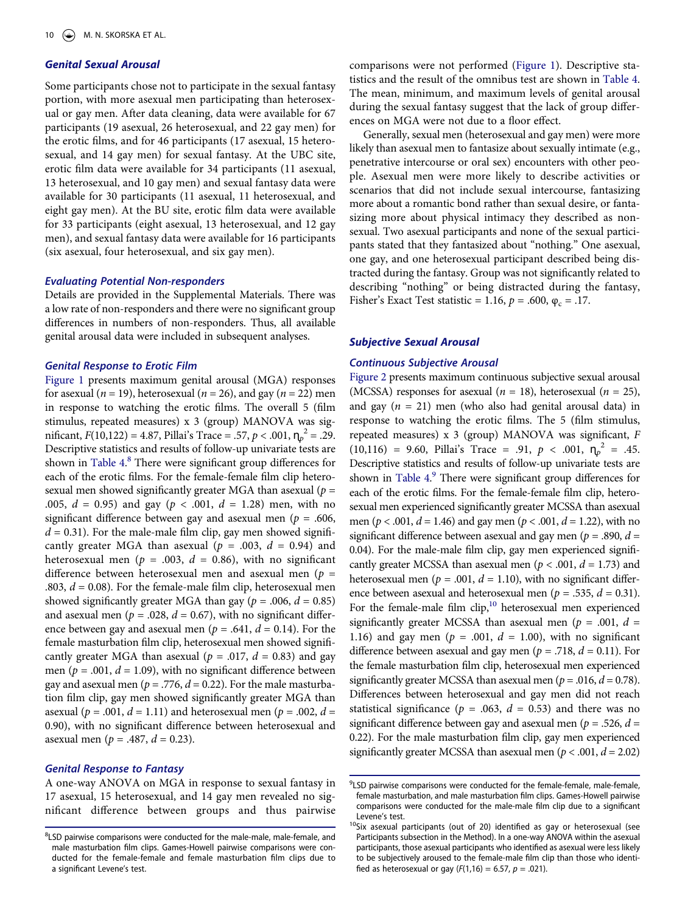### Genital Sexual Arousal

Some participants chose not to participate in the sexual fantasy portion, with more asexual men participating than heterosexual or gay men. After data cleaning, data were available for 67 participants (19 asexual, 26 heterosexual, and 22 gay men) for the erotic films, and for 46 participants (17 asexual, 15 heterosexual, and 14 gay men) for sexual fantasy. At the UBC site, erotic film data were available for 34 participants (11 asexual, 13 heterosexual, and 10 gay men) and sexual fantasy data were available for 30 participants (11 asexual, 11 heterosexual, and eight gay men). At the BU site, erotic film data were available for 33 participants (eight asexual, 13 heterosexual, and 12 gay men), and sexual fantasy data were available for 16 participants (six asexual, four heterosexual, and six gay men).

#### Evaluating Potential Non-responders

Details are provided in the Supplemental Materials. There was a low rate of non-responders and there were no significant group differences in numbers of non-responders. Thus, all available genital arousal data were included in subsequent analyses.

#### Genital Response to Erotic Film

Figure 1 presents maximum genital arousal (MGA) responses for asexual ($n$ = 19), heterosexual ($n$ = 26), and gay ($n$ = 22) men in response to watching the erotic films. The overall 5 (film stimulus, repeated measures) x 3 (group) MANOVA was significant, $F(10,122) = 4.87$, Pillai's Trace = .57, $p < .001$, $\eta_p^2 = .29$. Descriptive statistics and results of follow-up univariate tests are shown in Table 4.[8] There were significant group differences for each of the erotic films. For the female-female film clip heterosexual men showed significantly greater MGA than asexual ($p$ = .005, $d$ = 0.95) and gay ($p < .001$, $d$ = 1.28) men, with no significant difference between gay and asexual men ($p$ = .606, $d$ = 0.31). For the male-male film clip, gay men showed significantly greater MGA than asexual ($p$ = .003, $d$ = 0.94) and heterosexual men ($p$ = .003, $d$ = 0.86), with no significant difference between heterosexual men and asexual men ($p$ = .803, $d$ = 0.08). For the female-male film clip, heterosexual men showed significantly greater MGA than gay ($p$ = .006, $d$ = 0.85) and asexual men ($p$ = .028, $d$ = 0.67), with no significant difference between gay and asexual men ($p$ = .641, $d$ = 0.14). For the female masturbation film clip, heterosexual men showed significantly greater MGA than asexual ($p$ = .017, $d$ = 0.83) and gay men ($p$ = .001, $d$ = 1.09), with no significant difference between gay and asexual men ($p$ = .776, $d$ = 0.22). For the male masturbation film clip, gay men showed significantly greater MGA than asexual ($p$ = .001, $d$ = 1.11) and heterosexual men ($p$ = .002, $d$ = 0.90), with no significant difference between heterosexual and asexual men ($p$ = .487, $d$ = 0.23).

#### Genital Response to Fantasy

A one-way ANOVA on MGA in response to sexual fantasy in 17 asexual, 15 heterosexual, and 14 gay men revealed no significant difference between groups and thus pairwise comparisons were not performed (Figure 1). Descriptive statistics and the result of the omnibus test are shown in Table 4. The mean, minimum, and maximum levels of genital arousal during the sexual fantasy suggest that the lack of group differences on MGA were not due to a floor effect.

Generally, sexual men (heterosexual and gay men) were more likely than asexual men to fantasize about sexually intimate (e.g., penetrative intercourse or oral sex) encounters with other people. Asexual men were more likely to describe activities or scenarios that did not include sexual intercourse, fantasizing more about a romantic bond rather than sexual desire, or fantasizing more about physical intimacy they described as nonsexual. Two asexual participants and none of the sexual participants stated that they fantasized about "nothing." One asexual, one gay, and one heterosexual participant described being distracted during the fantasy. Group was not significantly related to describing "nothing" or being distracted during the fantasy, Fisher's Exact Test statistic = 1.16, $p$ = .600, $\varphi_c$ = .17.

### Subjective Sexual Arousal

#### Continuous Subjective Arousal

Figure 2 presents maximum continuous subjective sexual arousal (MCSSA) responses for asexual ($n$ = 18), heterosexual ($n$ = 25), and gay ($n$ = 21) men (who also had genital arousal data) in response to watching the erotic films. The 5 (film stimulus, repeated measures) x 3 (group) MANOVA was significant, $F(10,116) = 9.60$, Pillai's Trace = .91, $p < .001$, $\eta_p^2 = .45$. Descriptive statistics and results of follow-up univariate tests are shown in Table 4.[9] There were significant group differences for each of the erotic films. For the female-female film clip, heterosexual men experienced significantly greater MCSSA than asexual men ($p < .001$, $d$ = 1.46) and gay men ($p < .001$, $d$ = 1.22), with no significant difference between asexual and gay men ($p$ = .890, $d$ = 0.04). For the male-male film clip, gay men experienced significantly greater MCSSA than asexual men ($p < .001$, $d$ = 1.73) and heterosexual men ($p$ = .001, $d$ = 1.10), with no significant difference between asexual and heterosexual men ($p$ = .535, $d$ = 0.31). For the female-male film clip,[10] heterosexual men experienced significantly greater MCSSA than asexual men ($p$ = .001, $d$ = 1.16) and gay men ($p$ = .001, $d$ = 1.00), with no significant difference between asexual and gay men ($p$ = .718, $d$ = 0.11). For the female masturbation film clip, heterosexual men experienced significantly greater MCSSA than asexual men ($p$ = .016, $d$ = 0.78). Differences between heterosexual and gay men did not reach statistical significance ($p$ = .063, $d$ = 0.53) and there was no significant difference between gay and asexual men ($p$ = .526, $d$ = 0.22). For the male masturbation film clip, gay men experienced significantly greater MCSSA than asexual men ($p < .001$, $d$ = 2.02)

---

[8] LSD pairwise comparisons were conducted for the male-male, male-female, and male masturbation film clips. Games-Howell pairwise comparisons were conducted for the female-female and female masturbation film clips due to a significant Levene's test.

[9] LSD pairwise comparisons were conducted for the female-female, male-female, female masturbation, and male masturbation film clips. Games-Howell pairwise comparisons were conducted for the male-male film clip due to a significant Levene's test.

[10] Six asexual participants (out of 20) identified as gay or heterosexual (see Participants subsection in the Method). In a one-way ANOVA within the asexual participants, those asexual participants who identified as asexual were less likely to be subjectively aroused to the female-male film clip than those who identified as heterosexual or gay ($F(1,16) = 6.57$, $p = .021$).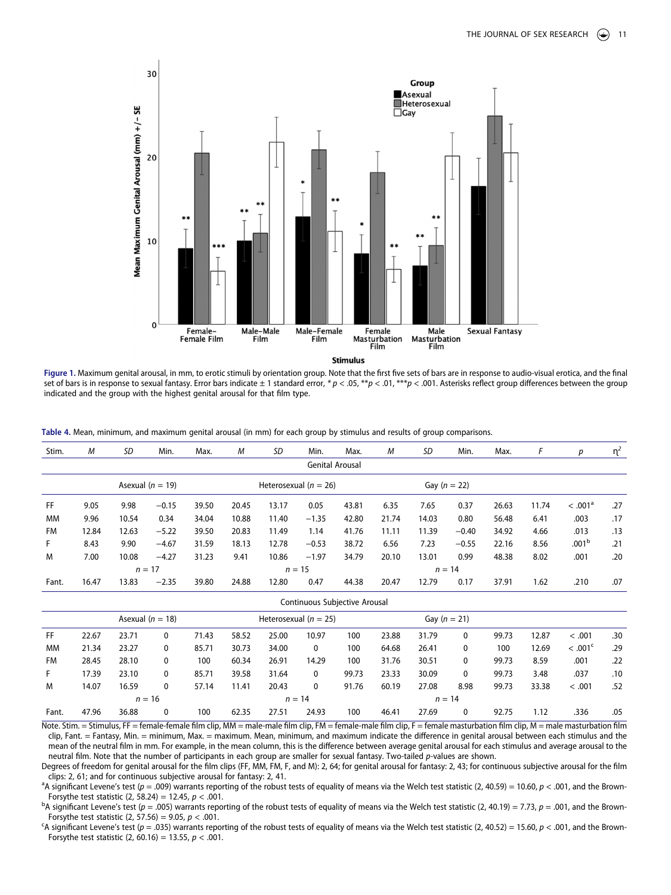**Figure 1.** Maximum genital arousal, in mm, to erotic stimuli by orientation group. Note that the first five sets of bars are in response to audio-visual erotica, and the final set of bars is in response to sexual fantasy. Error bars indicate ± 1 standard error, * $p < .05$, ** $p < .01$, *** $p < .001$. Asterisks reflect group differences between the group indicated and the group with the highest genital arousal for that film type.

**Table 4.** Mean, minimum, and maximum genital arousal (in mm) for each group by stimulus and results of group comparisons.

| Stim. | *M* | *SD* | Min. | Max. | *M* | *SD* | Min. | Max. | *M* | *SD* | Min. | Max. | *F* | *p* | $\eta^2$ |
|---|---|---|---|---|---|---|---|---|---|---|---|---|---|---|---|
| | | | | | | | Genital Arousal | | | | | | | | |
| | Asexual ($n$ = 19) | | | | Heterosexual ($n$ = 26) | | | | Gay ($n$ = 22) | | | | | | |
| FF | 9.05 | 9.98 | −0.15 | 39.50 | 20.45 | 13.17 | 0.05 | 43.81 | 6.35 | 7.65 | 0.37 | 26.63 | 11.74 | < .001[a] | .27 |
| MM | 9.96 | 10.54 | 0.34 | 34.04 | 10.88 | 11.40 | −1.35 | 42.80 | 21.74 | 14.03 | 0.80 | 56.48 | 6.41 | .003 | .17 |
| FM | 12.84 | 12.63 | −5.22 | 39.50 | 20.83 | 11.49 | 1.14 | 41.76 | 11.11 | 11.39 | −0.40 | 34.92 | 4.66 | .013 | .13 |
| F | 8.43 | 9.90 | −4.67 | 31.59 | 18.13 | 12.78 | −0.53 | 38.72 | 6.56 | 7.23 | −0.55 | 22.16 | 8.56 | .001[b] | .21 |
| M | 7.00 | 10.08 | −4.27 | 31.23 | 9.41 | 10.86 | −1.97 | 34.79 | 20.10 | 13.01 | 0.99 | 48.38 | 8.02 | .001 | .20 |
| | $n$ = 17 | | | | $n$ = 15 | | | | $n$ = 14 | | | | | | |
| Fant. | 16.47 | 13.83 | −2.35 | 39.80 | 24.88 | 12.80 | 0.47 | 44.38 | 20.47 | 12.79 | 0.17 | 37.91 | 1.62 | .210 | .07 |
| | | | | | | | Continuous Subjective Arousal | | | | | | | | |
| | Asexual ($n$ = 18) | | | | Heterosexual ($n$ = 25) | | | | Gay ($n$ = 21) | | | | | | |
| FF | 22.67 | 23.71 | 0 | 71.43 | 58.52 | 25.00 | 10.97 | 100 | 23.88 | 31.79 | 0 | 99.73 | 12.87 | < .001 | .30 |
| MM | 21.34 | 23.27 | 0 | 85.71 | 30.73 | 34.00 | 0 | 100 | 64.68 | 26.41 | 0 | 100 | 12.69 | < .001[c] | .29 |
| FM | 28.45 | 28.10 | 0 | 100 | 60.34 | 26.91 | 14.29 | 100 | 31.76 | 30.51 | 0 | 99.73 | 8.59 | .001 | .22 |
| F | 17.39 | 23.10 | 0 | 85.71 | 39.58 | 31.64 | 0 | 99.73 | 23.33 | 30.09 | 0 | 99.73 | 3.48 | .037 | .10 |
| M | 14.07 | 16.59 | 0 | 57.14 | 11.41 | 20.43 | 0 | 91.76 | 60.19 | 27.08 | 8.98 | 99.73 | 33.38 | < .001 | .52 |
| | $n$ = 16 | | | | $n$ = 14 | | | | $n$ = 14 | | | | | | |
| Fant. | 47.96 | 36.88 | 0 | 100 | 62.35 | 27.51 | 24.93 | 100 | 46.41 | 27.69 | 0 | 92.75 | 1.12 | .336 | .05 |

Note. Stim. = Stimulus, FF = female-female film clip, MM = male-male film clip, FM = female-male film clip, F = female masturbation film clip, M = male masturbation film clip, Fant. = Fantasy, Min. = minimum, Max. = maximum. Mean, minimum, and maximum indicate the difference in genital arousal between each stimulus and the mean of the neutral film in mm. For example, in the mean column, this is the difference between average genital arousal for each stimulus and average arousal to the neutral film. Note that the number of participants in each group are smaller for sexual fantasy. Two-tailed $p$-values are shown.

Degrees of freedom for genital arousal for the film clips (FF, MM, FM, F, and M): 2, 64; for genital arousal for fantasy: 2, 43; for continuous subjective arousal for the film clips: 2, 61; and for continuous subjective arousal for fantasy: 2, 41.

[a]A significant Levene's test ($p$ = .009) warrants reporting of the robust tests of equality of means via the Welch test statistic (2, 40.59) = 10.60, $p < .001$, and the Brown-Forsythe test statistic (2, 58.24) = 12.45, $p < .001$.

[b]A significant Levene's test ($p$ = .005) warrants reporting of the robust tests of equality of means via the Welch test statistic (2, 40.19) = 7.73, $p$ = .001, and the Brown-Forsythe test statistic (2, 57.56) = 9.05, $p < .001$.

[c]A significant Levene's test ($p$ = .035) warrants reporting of the robust tests of equality of means via the Welch test statistic (2, 40.52) = 15.60, $p < .001$, and the Brown-Forsythe test statistic (2, 60.16) = 13.55, $p < .001$.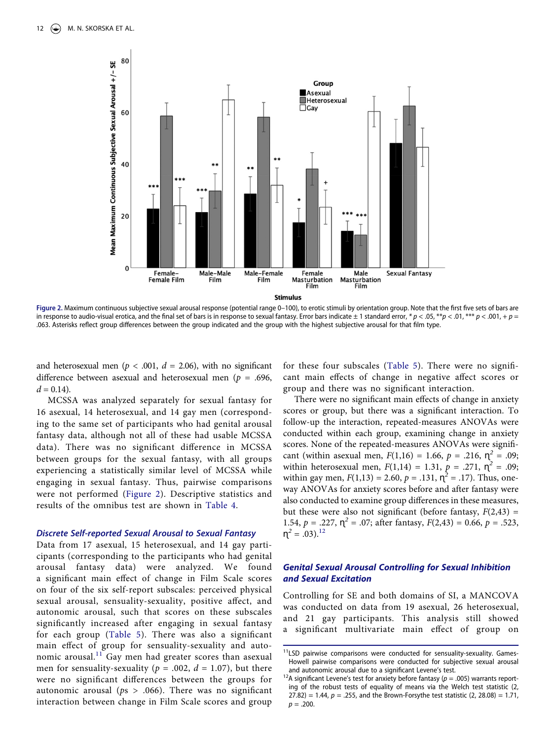Figure 2. Maximum continuous subjective sexual arousal response (potential range 0–100), to erotic stimuli by orientation group. Note that the first five sets of bars are in response to audio-visual erotica, and the final set of bars is in response to sexual fantasy. Error bars indicate ± 1 standard error, * $p < .05$, ** $p < .01$, *** $p < .001$, + $p = .063$. Asterisks reflect group differences between the group indicated and the group with the highest subjective arousal for that film type.

and heterosexual men ($p < .001$, $d = 2.06$), with no significant difference between asexual and heterosexual men ($p = .696$, $d = 0.14$).

MCSSA was analyzed separately for sexual fantasy for 16 asexual, 14 heterosexual, and 14 gay men (corresponding to the same set of participants who had genital arousal fantasy data, although not all of these had usable MCSSA data). There was no significant difference in MCSSA between groups for the sexual fantasy, with all groups experiencing a statistically similar level of MCSSA while engaging in sexual fantasy. Thus, pairwise comparisons were not performed (Figure 2). Descriptive statistics and results of the omnibus test are shown in Table 4.

### *Discrete Self-reported Sexual Arousal to Sexual Fantasy*

Data from 17 asexual, 15 heterosexual, and 14 gay participants (corresponding to the participants who had genital arousal fantasy data) were analyzed. We found a significant main effect of change in Film Scale scores on four of the six self-report subscales: perceived physical sexual arousal, sensuality-sexuality, positive affect, and autonomic arousal, such that scores on these subscales significantly increased after engaging in sexual fantasy for each group (Table 5). There was also a significant main effect of group for sensuality-sexuality and autonomic arousal.[11] Gay men had greater scores than asexual men for sensuality-sexuality ($p = .002$, $d = 1.07$), but there were no significant differences between the groups for autonomic arousal ($ps > .066$). There was no significant interaction between change in Film Scale scores and group for these four subscales (Table 5). There were no significant main effects of change in negative affect scores or group and there was no significant interaction.

There were no significant main effects of change in anxiety scores or group, but there was a significant interaction. To follow-up the interaction, repeated-measures ANOVAs were conducted within each group, examining change in anxiety scores. None of the repeated-measures ANOVAs were significant (within asexual men, $F(1,16) = 1.66$, $p = .216$, $\eta^2 = .09$; within heterosexual men, $F(1,14) = 1.31$, $p = .271$, $\eta^2 = .09$; within gay men, $F(1,13) = 2.60$, $p = .131$, $\eta^2 = .17$). Thus, one-way ANOVAs for anxiety scores before and after fantasy were also conducted to examine group differences in these measures, but these were also not significant (before fantasy, $F(2,43) = 1.54$, $p = .227$, $\eta^2 = .07$; after fantasy, $F(2,43) = 0.66$, $p = .523$, $\eta^2 = .03$).[12]

### *Genital Sexual Arousal Controlling for Sexual Inhibition and Sexual Excitation*

Controlling for SE and both domains of SI, a MANCOVA was conducted on data from 19 asexual, 26 heterosexual, and 21 gay participants. This analysis still showed a significant multivariate main effect of group on

[11] LSD pairwise comparisons were conducted for sensuality-sexuality. Games-Howell pairwise comparisons were conducted for subjective sexual arousal and autonomic arousal due to a significant Levene's test.

[12] A significant Levene's test for anxiety before fantasy ($p = .005$) warrants reporting of the robust tests of equality of means via the Welch test statistic (2, 27.82) = 1.44, $p = .255$, and the Brown-Forsythe test statistic (2, 28.08) = 1.71, $p = .200$.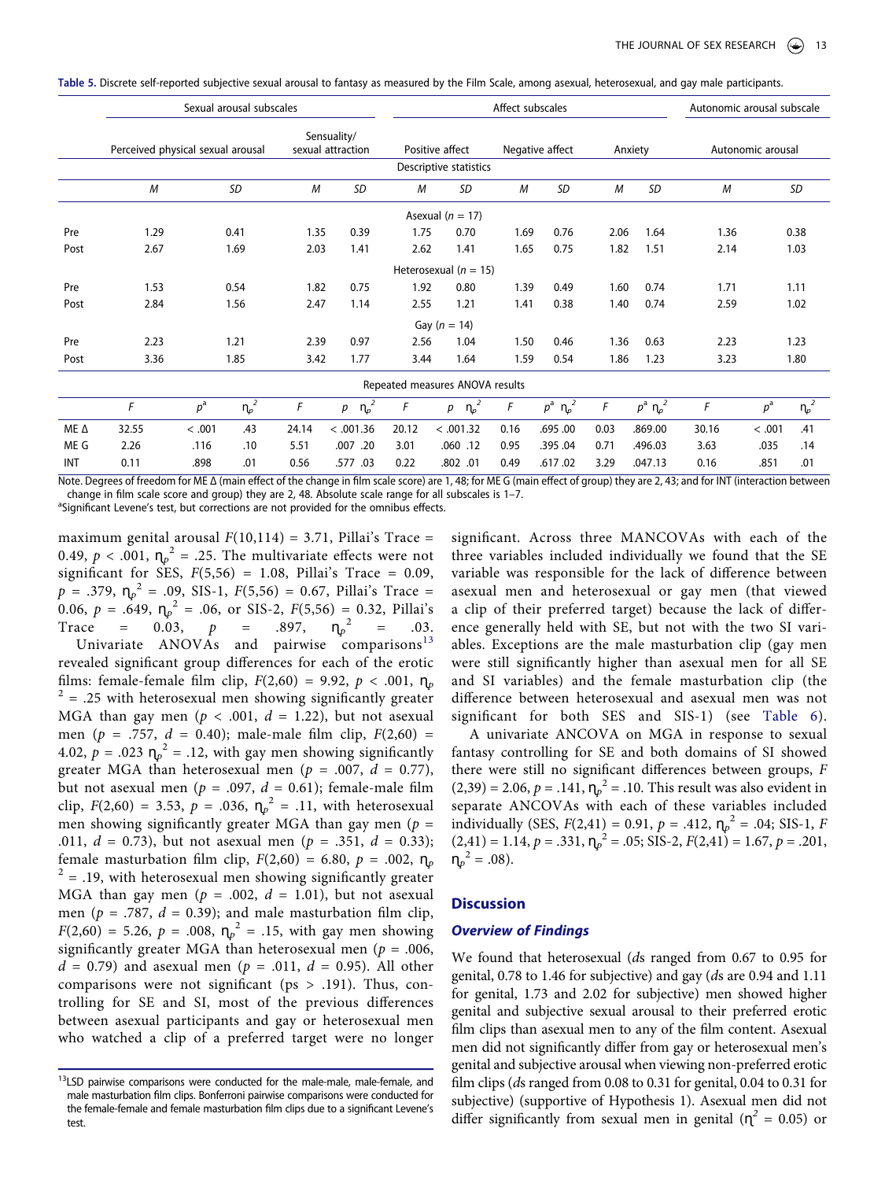**Table 5.** Discrete self-reported subjective sexual arousal to fantasy as measured by the Film Scale, among asexual, heterosexual, and gay male participants.

| | Sexual arousal subscales | | | | Affect subscales | | | | | | Autonomic arousal subscale | |
|---|---|---|---|---|---|---|---|---|---|---|---|---|
| | Perceived physical sexual arousal | | Sensuality/ sexual attraction | | Positive affect | | Negative affect | | Anxiety | | Autonomic arousal | |
| | Descriptive statistics | | | | | | | | | | | |
| | *M* | *SD* | *M* | *SD* | *M* | *SD* | *M* | *SD* | *M* | *SD* | *M* | *SD* |
| | Asexual ($n$ = 17) | | | | | | | | | | | |
| Pre | 1.29 | 0.41 | 1.35 | 0.39 | 1.75 | 0.70 | 1.69 | 0.76 | 2.06 | 1.64 | 1.36 | 0.38 |
| Post | 2.67 | 1.69 | 2.03 | 1.41 | 2.62 | 1.41 | 1.65 | 0.75 | 1.82 | 1.51 | 2.14 | 1.03 |
| | Heterosexual ($n$ = 15) | | | | | | | | | | | |
| Pre | 1.53 | 0.54 | 1.82 | 0.75 | 1.92 | 0.80 | 1.39 | 0.49 | 1.60 | 0.74 | 1.71 | 1.11 |
| Post | 2.84 | 1.56 | 2.47 | 1.14 | 2.55 | 1.21 | 1.41 | 0.38 | 1.40 | 0.74 | 2.59 | 1.02 |
| | Gay ($n$ = 14) | | | | | | | | | | | |
| Pre | 2.23 | 1.21 | 2.39 | 0.97 | 2.56 | 1.04 | 1.50 | 0.46 | 1.36 | 0.63 | 2.23 | 1.23 |
| Post | 3.36 | 1.85 | 3.42 | 1.77 | 3.44 | 1.64 | 1.59 | 0.54 | 1.86 | 1.23 | 3.23 | 1.80 |

| | Repeated measures ANOVA results | | | | | | | | | | | | | | | | | |
|---|---|---|---|---|---|---|---|---|---|---|---|---|---|---|---|---|---|---|
| | *F* | $p^a$ | $\eta_p^2$ | *F* | *p* | $\eta_p^2$ | *F* | *p* | $\eta_p^2$ | *F* | $p^a$ | $\eta_p^2$ | *F* | $p^a$ | $\eta_p^2$ | *F* | $p^a$ | $\eta_p^2$ |
| ME Δ | 32.55 | < .001 | .43 | 24.14 | < .001 | .36 | 20.12 | < .001 | .32 | 0.16 | .695 | .00 | 0.03 | .869 | .00 | 30.16 | < .001 | .41 |
| ME G | 2.26 | .116 | .10 | 5.51 | .007 | .20 | 3.01 | .060 | .12 | 0.95 | .395 | .04 | 0.71 | .496 | .03 | 3.63 | .035 | .14 |
| INT | 0.11 | .898 | .01 | 0.56 | .577 | .03 | 0.22 | .802 | .01 | 0.49 | .617 | .02 | 3.29 | .047 | .13 | 0.16 | .851 | .01 |

Note. Degrees of freedom for ME Δ (main effect of the change in film scale score) are 1, 48; for ME G (main effect of group) they are 2, 43; and for INT (interaction between change in film scale score and group) they are 2, 48. Absolute scale range for all subscales is 1–7.
[a]Significant Levene's test, but corrections are not provided for the omnibus effects.

maximum genital arousal $F(10,114) = 3.71$, Pillai's Trace = 0.49, $p < .001$, $\eta_p^2 = .25$. The multivariate effects were not significant for SES, $F(5,56) = 1.08$, Pillai's Trace = 0.09, $p = .379$, $\eta_p^2 = .09$, SIS-1, $F(5,56) = 0.67$, Pillai's Trace = 0.06, $p = .649$, $\eta_p^2 = .06$, or SIS-2, $F(5,56) = 0.32$, Pillai's Trace = 0.03, $p = .897$, $\eta_p^2 = .03$.

Univariate ANOVAs and pairwise comparisons[13] revealed significant group differences for each of the erotic films: female-female film clip, $F(2,60) = 9.92$, $p < .001$, $\eta_p^2 = .25$ with heterosexual men showing significantly greater MGA than gay men ($p < .001$, $d = 1.22$), but not asexual men ($p = .757$, $d = 0.40$); male-male film clip, $F(2,60) = 4.02$, $p = .023$ $\eta_p^2 = .12$, with gay men showing significantly greater MGA than heterosexual men ($p = .007$, $d = 0.77$), but not asexual men ($p = .097$, $d = 0.61$); female-male film clip, $F(2,60) = 3.53$, $p = .036$, $\eta_p^2 = .11$, with heterosexual men showing significantly greater MGA than gay men ($p = .011$, $d = 0.73$), but not asexual men ($p = .351$, $d = 0.33$); female masturbation film clip, $F(2,60) = 6.80$, $p = .002$, $\eta_p^2 = .19$, with heterosexual men showing significantly greater MGA than gay men ($p = .002$, $d = 1.01$), but not asexual men ($p = .787$, $d = 0.39$); and male masturbation film clip, $F(2,60) = 5.26$, $p = .008$, $\eta_p^2 = .15$, with gay men showing significantly greater MGA than heterosexual men ($p = .006$, $d = 0.79$) and asexual men ($p = .011$, $d = 0.95$). All other comparisons were not significant (ps > .191). Thus, controlling for SE and SI, most of the previous differences between asexual participants and gay or heterosexual men who watched a clip of a preferred target were no longer significant. Across three MANCOVAs with each of the three variables included individually we found that the SE variable was responsible for the lack of difference between asexual men and heterosexual or gay men (that viewed a clip of their preferred target) because the lack of difference generally held with SE, but not with the two SI variables. Exceptions are the male masturbation clip (gay men were still significantly higher than asexual men for all SE and SI variables) and the female masturbation clip (the difference between heterosexual and asexual men was not significant for both SES and SIS-1) (see Table 6).

A univariate ANCOVA on MGA in response to sexual fantasy controlling for SE and both domains of SI showed there were still no significant differences between groups, $F(2,39) = 2.06$, $p = .141$, $\eta_p^2 = .10$. This result was also evident in separate ANCOVAs with each of these variables included individually (SES, $F(2,41) = 0.91$, $p = .412$, $\eta_p^2 = .04$; SIS-1, $F(2,41) = 1.14$, $p = .331$, $\eta_p^2 = .05$; SIS-2, $F(2,41) = 1.67$, $p = .201$, $\eta_p^2 = .08$).

## Discussion

### *Overview of Findings*

We found that heterosexual (*d*s ranged from 0.67 to 0.95 for genital, 0.78 to 1.46 for subjective) and gay (*d*s are 0.94 and 1.11 for genital, 1.73 and 2.02 for subjective) men showed higher genital and subjective sexual arousal to their preferred erotic film clips than asexual men to any of the film content. Asexual men did not significantly differ from gay or heterosexual men's genital and subjective arousal when viewing non-preferred erotic film clips (*d*s ranged from 0.08 to 0.31 for genital, 0.04 to 0.31 for subjective) (supportive of Hypothesis 1). Asexual men did not differ significantly from sexual men in genital ($\eta^2 = 0.05$) or

[13]LSD pairwise comparisons were conducted for the male-male, male-female, and male masturbation film clips. Bonferroni pairwise comparisons were conducted for the female-female and female masturbation film clips due to a significant Levene's test.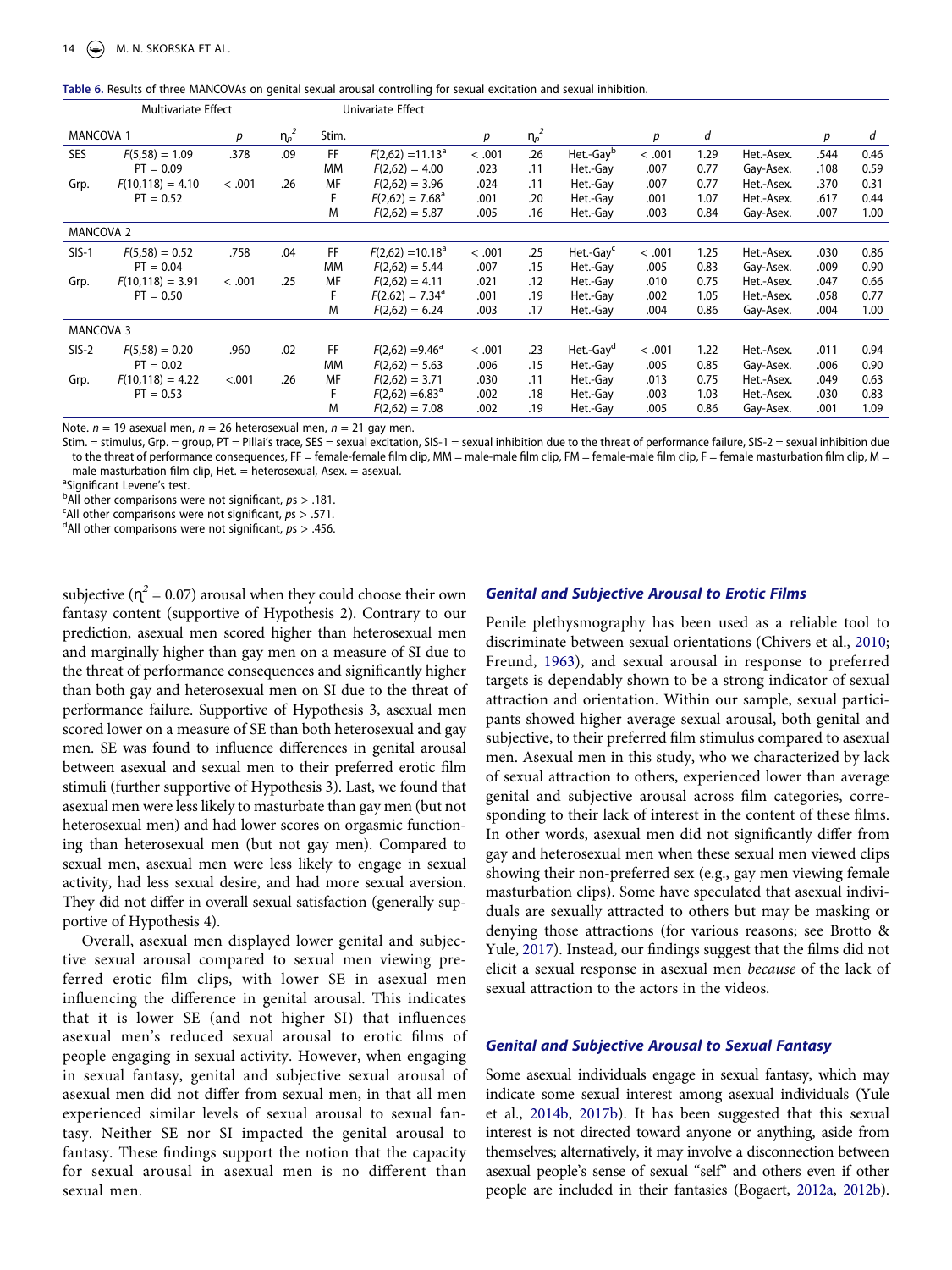**Table 6.** Results of three MANCOVAs on genital sexual arousal controlling for sexual excitation and sexual inhibition.

| Multivariate Effect | | | | Univariate Effect | | | | | | | | | |
|---|---|---|---|---|---|---|---|---|---|---|---|---|---|
| MANCOVA 1 | | $p$ | $\eta_p^2$ | Stim. | | $p$ | $\eta_p^2$ | | $p$ | $d$ | | $p$ | $d$ |
| SES | $F(5,58) = 1.09$ PT = 0.09 | .378 | .09 | FF | $F(2,62) = 11.13$[a] | < .001 | .26 | Het.-Gay[b] | < .001 | 1.29 | Het.-Asex. | .544 | 0.46 |
| | | | | MM | $F(2,62) = 4.00$ | .023 | .11 | Het.-Gay | .007 | 0.77 | Gay-Asex. | .108 | 0.59 |
| Grp. | $F(10,118) = 4.10$ PT = 0.52 | < .001 | .26 | MF | $F(2,62) = 3.96$ | .024 | .11 | Het.-Gay | .007 | 0.77 | Het.-Asex. | .370 | 0.31 |
| | | | | F | $F(2,62) = 7.68$[a] | .001 | .20 | Het.-Gay | .001 | 1.07 | Het.-Asex. | .617 | 0.44 |
| | | | | M | $F(2,62) = 5.87$ | .005 | .16 | Het.-Gay | .003 | 0.84 | Gay-Asex. | .007 | 1.00 |
| MANCOVA 2 | | | | | | | | | | | | | |
| SIS-1 | $F(5,58) = 0.52$ PT = 0.04 | .758 | .04 | FF | $F(2,62) = 10.18$[a] | < .001 | .25 | Het.-Gay[c] | < .001 | 1.25 | Het.-Asex. | .030 | 0.86 |
| | | | | MM | $F(2,62) = 5.44$ | .007 | .15 | Het.-Gay | .005 | 0.83 | Gay-Asex. | .009 | 0.90 |
| Grp. | $F(10,118) = 3.91$ PT = 0.50 | < .001 | .25 | MF | $F(2,62) = 4.11$ | .021 | .12 | Het.-Gay | .010 | 0.75 | Het.-Asex. | .047 | 0.66 |
| | | | | F | $F(2,62) = 7.34$[a] | .001 | .19 | Het.-Gay | .002 | 1.05 | Het.-Asex. | .058 | 0.77 |
| | | | | M | $F(2,62) = 6.24$ | .003 | .17 | Het.-Gay | .004 | 0.86 | Gay-Asex. | .004 | 1.00 |
| MANCOVA 3 | | | | | | | | | | | | | |
| SIS-2 | $F(5,58) = 0.20$ PT = 0.02 | .960 | .02 | FF | $F(2,62) = 9.46$[a] | < .001 | .23 | Het.-Gay[d] | < .001 | 1.22 | Het.-Asex. | .011 | 0.94 |
| | | | | MM | $F(2,62) = 5.63$ | .006 | .15 | Het.-Gay | .005 | 0.85 | Gay-Asex. | .006 | 0.90 |
| Grp. | $F(10,118) = 4.22$ PT = 0.53 | <.001 | .26 | MF | $F(2,62) = 3.71$ | .030 | .11 | Het.-Gay | .013 | 0.75 | Het.-Asex. | .049 | 0.63 |
| | | | | F | $F(2,62) = 6.83$[a] | .002 | .18 | Het.-Gay | .003 | 1.03 | Het.-Asex. | .030 | 0.83 |
| | | | | M | $F(2,62) = 7.08$ | .002 | .19 | Het.-Gay | .005 | 0.86 | Gay-Asex. | .001 | 1.09 |

Note. $n$ = 19 asexual men, $n$ = 26 heterosexual men, $n$ = 21 gay men.
Stim. = stimulus, Grp. = group, PT = Pillai's trace, SES = sexual excitation, SIS-1 = sexual inhibition due to the threat of performance failure, SIS-2 = sexual inhibition due to the threat of performance consequences, FF = female-female film clip, MM = male-male film clip, FM = female-male film clip, F = female masturbation film clip, M = male masturbation film clip, Het. = heterosexual, Asex. = asexual.
[a]Significant Levene's test.
[b]All other comparisons were not significant, $ps > .181$.
[c]All other comparisons were not significant, $ps > .571$.
[d]All other comparisons were not significant, $ps > .456$.

subjective ($\eta^2 = 0.07$) arousal when they could choose their own fantasy content (supportive of Hypothesis 2). Contrary to our prediction, asexual men scored higher than heterosexual men and marginally higher than gay men on a measure of SI due to the threat of performance consequences and significantly higher than both gay and heterosexual men on SI due to the threat of performance failure. Supportive of Hypothesis 3, asexual men scored lower on a measure of SE than both heterosexual and gay men. SE was found to influence differences in genital arousal between asexual and sexual men to their preferred erotic film stimuli (further supportive of Hypothesis 3). Last, we found that asexual men were less likely to masturbate than gay men (but not heterosexual men) and had lower scores on orgasmic functioning than heterosexual men (but not gay men). Compared to sexual men, asexual men were less likely to engage in sexual activity, had less sexual desire, and had more sexual aversion. They did not differ in overall sexual satisfaction (generally supportive of Hypothesis 4).

Overall, asexual men displayed lower genital and subjective sexual arousal compared to sexual men viewing preferred erotic film clips, with lower SE in asexual men influencing the difference in genital arousal. This indicates that it is lower SE (and not higher SI) that influences asexual men's reduced sexual arousal to erotic films of people engaging in sexual activity. However, when engaging in sexual fantasy, genital and subjective sexual arousal of asexual men did not differ from sexual men, in that all men experienced similar levels of sexual arousal to sexual fantasy. Neither SE nor SI impacted the genital arousal to fantasy. These findings support the notion that the capacity for sexual arousal in asexual men is no different than sexual men.

### *Genital and Subjective Arousal to Erotic Films*

Penile plethysmography has been used as a reliable tool to discriminate between sexual orientations (Chivers et al., 2010; Freund, 1963), and sexual arousal in response to preferred targets is dependably shown to be a strong indicator of sexual attraction and orientation. Within our sample, sexual participants showed higher average sexual arousal, both genital and subjective, to their preferred film stimulus compared to asexual men. Asexual men in this study, who we characterized by lack of sexual attraction to others, experienced lower than average genital and subjective arousal across film categories, corresponding to their lack of interest in the content of these films. In other words, asexual men did not significantly differ from gay and heterosexual men when these sexual men viewed clips showing their non-preferred sex (e.g., gay men viewing female masturbation clips). Some have speculated that asexual individuals are sexually attracted to others but may be masking or denying those attractions (for various reasons; see Brotto & Yule, 2017). Instead, our findings suggest that the films did not elicit a sexual response in asexual men *because* of the lack of sexual attraction to the actors in the videos.

### *Genital and Subjective Arousal to Sexual Fantasy*

Some asexual individuals engage in sexual fantasy, which may indicate some sexual interest among asexual individuals (Yule et al., 2014b, 2017b). It has been suggested that this sexual interest is not directed toward anyone or anything, aside from themselves; alternatively, it may involve a disconnection between asexual people's sense of sexual "self" and others even if other people are included in their fantasies (Bogaert, 2012a, 2012b).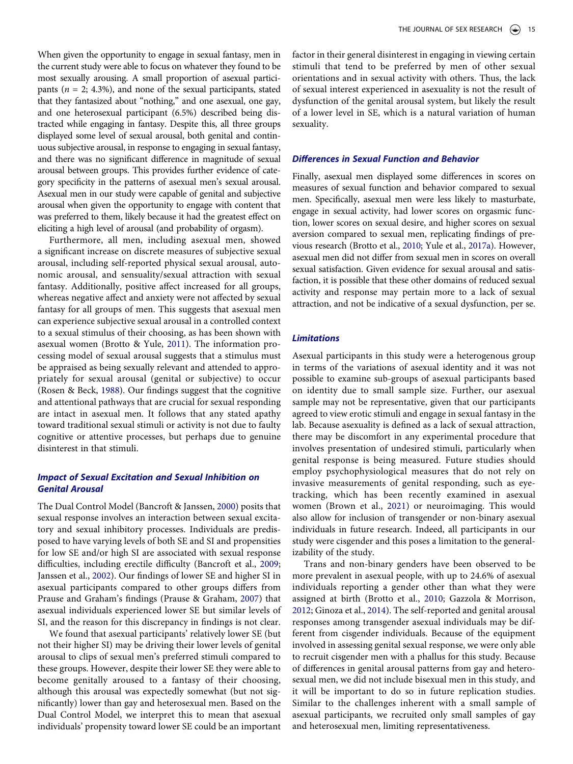When given the opportunity to engage in sexual fantasy, men in the current study were able to focus on whatever they found to be most sexually arousing. A small proportion of asexual participants ($n$ = 2; 4.3%), and none of the sexual participants, stated that they fantasized about "nothing," and one asexual, one gay, and one heterosexual participant (6.5%) described being distracted while engaging in fantasy. Despite this, all three groups displayed some level of sexual arousal, both genital and continuous subjective arousal, in response to engaging in sexual fantasy, and there was no significant difference in magnitude of sexual arousal between groups. This provides further evidence of category specificity in the patterns of asexual men's sexual arousal. Asexual men in our study were capable of genital and subjective arousal when given the opportunity to engage with content that was preferred to them, likely because it had the greatest effect on eliciting a high level of arousal (and probability of orgasm).

Furthermore, all men, including asexual men, showed a significant increase on discrete measures of subjective sexual arousal, including self-reported physical sexual arousal, autonomic arousal, and sensuality/sexual attraction with sexual fantasy. Additionally, positive affect increased for all groups, whereas negative affect and anxiety were not affected by sexual fantasy for all groups of men. This suggests that asexual men can experience subjective sexual arousal in a controlled context to a sexual stimulus of their choosing, as has been shown with asexual women (Brotto & Yule, 2011). The information processing model of sexual arousal suggests that a stimulus must be appraised as being sexually relevant and attended to appropriately for sexual arousal (genital or subjective) to occur (Rosen & Beck, 1988). Our findings suggest that the cognitive and attentional pathways that are crucial for sexual responding are intact in asexual men. It follows that any stated apathy toward traditional sexual stimuli or activity is not due to faulty cognitive or attentive processes, but perhaps due to genuine disinterest in that stimuli.

### Impact of Sexual Excitation and Sexual Inhibition on Genital Arousal

The Dual Control Model (Bancroft & Janssen, 2000) posits that sexual response involves an interaction between sexual excitatory and sexual inhibitory processes. Individuals are predisposed to have varying levels of both SE and SI and propensities for low SE and/or high SI are associated with sexual response difficulties, including erectile difficulty (Bancroft et al., 2009; Janssen et al., 2002). Our findings of lower SE and higher SI in asexual participants compared to other groups differs from Prause and Graham's findings (Prause & Graham, 2007) that asexual individuals experienced lower SE but similar levels of SI, and the reason for this discrepancy in findings is not clear.

We found that asexual participants' relatively lower SE (but not their higher SI) may be driving their lower levels of genital arousal to clips of sexual men's preferred stimuli compared to these groups. However, despite their lower SE they were able to become genitally aroused to a fantasy of their choosing, although this arousal was expectedly somewhat (but not significantly) lower than gay and heterosexual men. Based on the Dual Control Model, we interpret this to mean that asexual individuals' propensity toward lower SE could be an important factor in their general disinterest in engaging in viewing certain stimuli that tend to be preferred by men of other sexual orientations and in sexual activity with others. Thus, the lack of sexual interest experienced in asexuality is not the result of dysfunction of the genital arousal system, but likely the result of a lower level in SE, which is a natural variation of human sexuality.

### Differences in Sexual Function and Behavior

Finally, asexual men displayed some differences in scores on measures of sexual function and behavior compared to sexual men. Specifically, asexual men were less likely to masturbate, engage in sexual activity, had lower scores on orgasmic function, lower scores on sexual desire, and higher scores on sexual aversion compared to sexual men, replicating findings of previous research (Brotto et al., 2010; Yule et al., 2017a). However, asexual men did not differ from sexual men in scores on overall sexual satisfaction. Given evidence for sexual arousal and satisfaction, it is possible that these other domains of reduced sexual activity and response may pertain more to a lack of sexual attraction, and not be indicative of a sexual dysfunction, per se.

### Limitations

Asexual participants in this study were a heterogenous group in terms of the variations of asexual identity and it was not possible to examine sub-groups of asexual participants based on identity due to small sample size. Further, our asexual sample may not be representative, given that our participants agreed to view erotic stimuli and engage in sexual fantasy in the lab. Because asexuality is defined as a lack of sexual attraction, there may be discomfort in any experimental procedure that involves presentation of undesired stimuli, particularly when genital response is being measured. Future studies should employ psychophysiological measures that do not rely on invasive measurements of genital responding, such as eye-tracking, which has been recently examined in asexual women (Brown et al., 2021) or neuroimaging. This would also allow for inclusion of transgender or non-binary asexual individuals in future research. Indeed, all participants in our study were cisgender and this poses a limitation to the generalizability of the study.

Trans and non-binary genders have been observed to be more prevalent in asexual people, with up to 24.6% of asexual individuals reporting a gender other than what they were assigned at birth (Brotto et al., 2010; Gazzola & Morrison, 2012; Ginoza et al., 2014). The self-reported and genital arousal responses among transgender asexual individuals may be different from cisgender individuals. Because of the equipment involved in assessing genital sexual response, we were only able to recruit cisgender men with a phallus for this study. Because of differences in genital arousal patterns from gay and heterosexual men, we did not include bisexual men in this study, and it will be important to do so in future replication studies. Similar to the challenges inherent with a small sample of asexual participants, we recruited only small samples of gay and heterosexual men, limiting representativeness.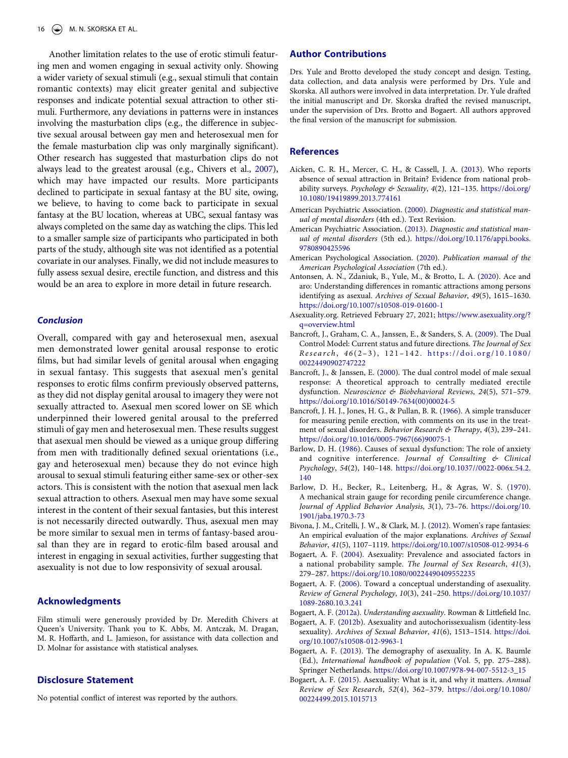Another limitation relates to the use of erotic stimuli featuring men and women engaging in sexual activity only. Showing a wider variety of sexual stimuli (e.g., sexual stimuli that contain romantic contexts) may elicit greater genital and subjective responses and indicate potential sexual attraction to other stimuli. Furthermore, any deviations in patterns were in instances involving the masturbation clips (e.g., the difference in subjective sexual arousal between gay men and heterosexual men for the female masturbation clip was only marginally significant). Other research has suggested that masturbation clips do not always lead to the greatest arousal (e.g., Chivers et al., 2007), which may have impacted our results. More participants declined to participate in sexual fantasy at the BU site, owing, we believe, to having to come back to participate in sexual fantasy at the BU location, whereas at UBC, sexual fantasy was always completed on the same day as watching the clips. This led to a smaller sample size of participants who participated in both parts of the study, although site was not identified as a potential covariate in our analyses. Finally, we did not include measures to fully assess sexual desire, erectile function, and distress and this would be an area to explore in more detail in future research.

### *Conclusion*

Overall, compared with gay and heterosexual men, asexual men demonstrated lower genital arousal response to erotic films, but had similar levels of genital arousal when engaging in sexual fantasy. This suggests that asexual men's genital responses to erotic films confirm previously observed patterns, as they did not display genital arousal to imagery they were not sexually attracted to. Asexual men scored lower on SE which underpinned their lowered genital arousal to the preferred stimuli of gay men and heterosexual men. These results suggest that asexual men should be viewed as a unique group differing from men with traditionally defined sexual orientations (i.e., gay and heterosexual men) because they do not evince high arousal to sexual stimuli featuring either same-sex or other-sex actors. This is consistent with the notion that asexual men lack sexual attraction to others. Asexual men may have some sexual interest in the content of their sexual fantasies, but this interest is not necessarily directed outwardly. Thus, asexual men may be more similar to sexual men in terms of fantasy-based arousal than they are in regard to erotic-film based arousal and interest in engaging in sexual activities, further suggesting that asexuality is not due to low responsivity of sexual arousal.

## Acknowledgments

Film stimuli were generously provided by Dr. Meredith Chivers at Queen's University. Thank you to K. Abbs, M. Antczak, M. Dragan, M. R. Hoffarth, and L. Jamieson, for assistance with data collection and D. Molnar for assistance with statistical analyses.

## Disclosure Statement

No potential conflict of interest was reported by the authors.

## Author Contributions

Drs. Yule and Brotto developed the study concept and design. Testing, data collection, and data analysis were performed by Drs. Yule and Skorska. All authors were involved in data interpretation. Dr. Yule drafted the initial manuscript and Dr. Skorska drafted the revised manuscript, under the supervision of Drs. Brotto and Bogaert. All authors approved the final version of the manuscript for submission.

## References

Aicken, C. R. H., Mercer, C. H., & Cassell, J. A. (2013). Who reports absence of sexual attraction in Britain? Evidence from national probability surveys. *Psychology & Sexuality*, *4*(2), 121–135. https://doi.org/10.1080/19419899.2013.774161

American Psychiatric Association. (2000). *Diagnostic and statistical manual of mental disorders* (4th ed.). Text Revision.

American Psychiatric Association. (2013). *Diagnostic and statistical manual of mental disorders* (5th ed.). https://doi.org/10.1176/appi.books.9780890425596

American Psychological Association. (2020). *Publication manual of the American Psychological Association* (7th ed.).

Antonsen, A. N., Zdaniuk, B., Yule, M., & Brotto, L. A. (2020). Ace and aro: Understanding differences in romantic attractions among persons identifying as asexual. *Archives of Sexual Behavior*, *49*(5), 1615–1630. https://doi.org/10.1007/s10508-019-01600-1

Asexuality.org. Retrieved February 27, 2021; https://www.asexuality.org/?q=overview.html

Bancroft, J., Graham, C. A., Janssen, E., & Sanders, S. A. (2009). The Dual Control Model: Current status and future directions. *The Journal of Sex Research*, *46*(2–3), 121–142. https://doi.org/10.1080/00224490902747222

Bancroft, J., & Janssen, E. (2000). The dual control model of male sexual response: A theoretical approach to centrally mediated erectile dysfunction. *Neuroscience & Biobehavioral Reviews*, *24*(5), 571–579. https://doi.org/10.1016/S0149-7634(00)00024-5

Bancroft, J. H. J., Jones, H. G., & Pullan, B. R. (1966). A simple transducer for measuring penile erection, with comments on its use in the treatment of sexual disorders. *Behavior Research & Therapy*, *4*(3), 239–241. https://doi.org/10.1016/0005-7967(66)90075-1

Barlow, D. H. (1986). Causes of sexual dysfunction: The role of anxiety and cognitive interference. *Journal of Consulting & Clinical Psychology*, *54*(2), 140–148. https://doi.org/10.1037//0022-006x.54.2.140

Barlow, D. H., Becker, R., Leitenberg, H., & Agras, W. S. (1970). A mechanical strain gauge for recording penile circumference change. *Journal of Applied Behavior Analysis*, *3*(1), 73–76. https://doi.org/10.1901/jaba.1970.3-73

Bivona, J. M., Critelli, J. W., & Clark, M. J. (2012). Women's rape fantasies: An empirical evaluation of the major explanations. *Archives of Sexual Behavior*, *41*(5), 1107–1119. https://doi.org/10.1007/s10508-012-9934-6

Bogaert, A. F. (2004). Asexuality: Prevalence and associated factors in a national probability sample. *The Journal of Sex Research*, *41*(3), 279–287. https://doi.org/10.1080/00224490409552235

Bogaert, A. F. (2006). Toward a conceptual understanding of asexuality. *Review of General Psychology*, *10*(3), 241–250. https://doi.org/10.1037/1089-2680.10.3.241

Bogaert, A. F. (2012a). *Understanding asexuality*. Rowman & Littlefield Inc.

Bogaert, A. F. (2012b). Asexuality and autochorissexualism (identity-less sexuality). *Archives of Sexual Behavior*, *41*(6), 1513–1514. https://doi.org/10.1007/s10508-012-9963-1

Bogaert, A. F. (2013). The demography of asexuality. In A. K. Baumle (Ed.), *International handbook of population* (Vol. 5, pp. 275–288). Springer Netherlands. https://doi.org/10.1007/978-94-007-5512-3_15

Bogaert, A. F. (2015). Asexuality: What is it, and why it matters. *Annual Review of Sex Research*, *52*(4), 362–379. https://doi.org/10.1080/00224499.2015.1015713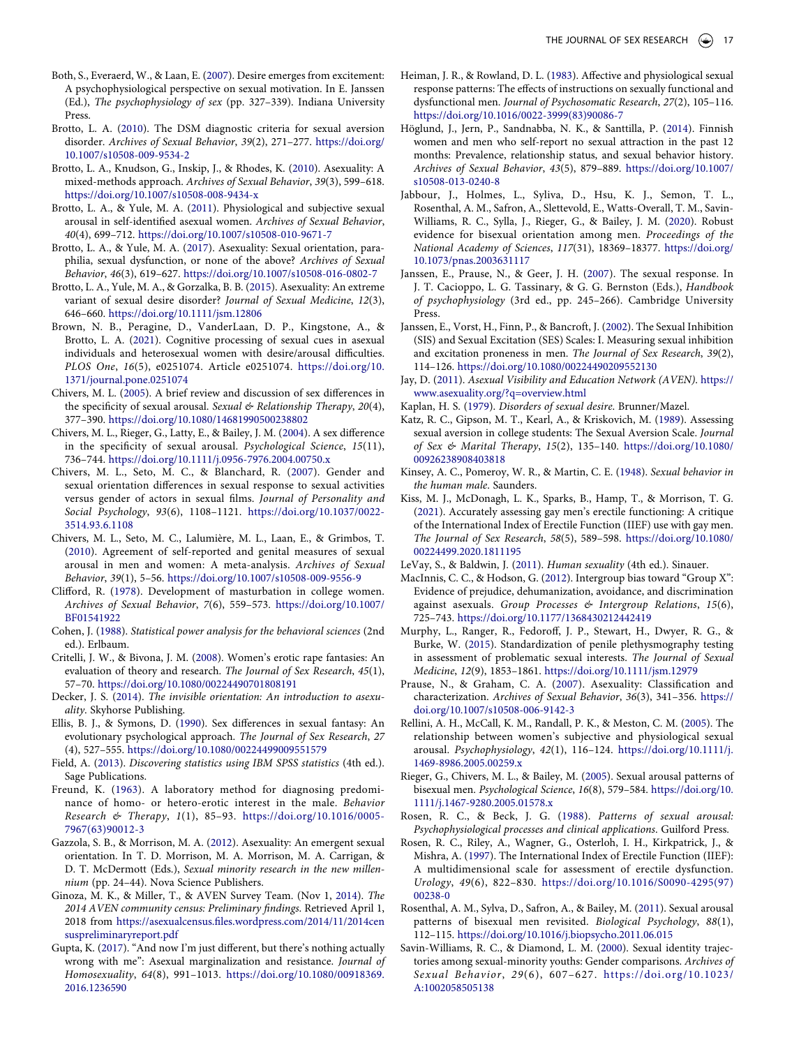Both, S., Everaerd, W., & Laan, E. (2007). Desire emerges from excitement: A psychophysiological perspective on sexual motivation. In E. Janssen (Ed.), *The psychophysiology of sex* (pp. 327–339). Indiana University Press.

Brotto, L. A. (2010). The DSM diagnostic criteria for sexual aversion disorder. *Archives of Sexual Behavior*, *39*(2), 271–277. https://doi.org/10.1007/s10508-009-9534-2

Brotto, L. A., Knudson, G., Inskip, J., & Rhodes, K. (2010). Asexuality: A mixed-methods approach. *Archives of Sexual Behavior*, *39*(3), 599–618. https://doi.org/10.1007/s10508-008-9434-x

Brotto, L. A., & Yule, M. A. (2011). Physiological and subjective sexual arousal in self-identified asexual women. *Archives of Sexual Behavior*, *40*(4), 699–712. https://doi.org/10.1007/s10508-010-9671-7

Brotto, L. A., & Yule, M. A. (2017). Asexuality: Sexual orientation, paraphilia, sexual dysfunction, or none of the above? *Archives of Sexual Behavior*, *46*(3), 619–627. https://doi.org/10.1007/s10508-016-0802-7

Brotto, L. A., Yule, M. A., & Gorzalka, B. B. (2015). Asexuality: An extreme variant of sexual desire disorder? *Journal of Sexual Medicine*, *12*(3), 646–660. https://doi.org/10.1111/jsm.12806

Brown, N. B., Peragine, D., VanderLaan, D. P., Kingstone, A., & Brotto, L. A. (2021). Cognitive processing of sexual cues in asexual individuals and heterosexual women with desire/arousal difficulties. *PLOS One*, *16*(5), e0251074. Article e0251074. https://doi.org/10.1371/journal.pone.0251074

Chivers, M. L. (2005). A brief review and discussion of sex differences in the specificity of sexual arousal. *Sexual & Relationship Therapy*, *20*(4), 377–390. https://doi.org/10.1080/14681990500238802

Chivers, M. L., Rieger, G., Latty, E., & Bailey, J. M. (2004). A sex difference in the specificity of sexual arousal. *Psychological Science*, *15*(11), 736–744. https://doi.org/10.1111/j.0956-7976.2004.00750.x

Chivers, M. L., Seto, M. C., & Blanchard, R. (2007). Gender and sexual orientation differences in sexual response to sexual activities versus gender of actors in sexual films. *Journal of Personality and Social Psychology*, *93*(6), 1108–1121. https://doi.org/10.1037/0022-3514.93.6.1108

Chivers, M. L., Seto, M. C., Lalumière, M. L., Laan, E., & Grimbos, T. (2010). Agreement of self-reported and genital measures of sexual arousal in men and women: A meta-analysis. *Archives of Sexual Behavior*, *39*(1), 5–56. https://doi.org/10.1007/s10508-009-9556-9

Clifford, R. (1978). Development of masturbation in college women. *Archives of Sexual Behavior*, *7*(6), 559–573. https://doi.org/10.1007/BF01541922

Cohen, J. (1988). *Statistical power analysis for the behavioral sciences* (2nd ed.). Erlbaum.

Critelli, J. W., & Bivona, J. M. (2008). Women's erotic rape fantasies: An evaluation of theory and research. *The Journal of Sex Research*, *45*(1), 57–70. https://doi.org/10.1080/00224490701808191

Decker, J. S. (2014). *The invisible orientation: An introduction to asexuality*. Skyhorse Publishing.

Ellis, B. J., & Symons, D. (1990). Sex differences in sexual fantasy: An evolutionary psychological approach. *The Journal of Sex Research*, *27* (4), 527–555. https://doi.org/10.1080/00224499009551579

Field, A. (2013). *Discovering statistics using IBM SPSS statistics* (4th ed.). Sage Publications.

Freund, K. (1963). A laboratory method for diagnosing predominance of homo- or hetero-erotic interest in the male. *Behavior Research & Therapy*, *1*(1), 85–93. https://doi.org/10.1016/0005-7967(63)90012-3

Gazzola, S. B., & Morrison, M. A. (2012). Asexuality: An emergent sexual orientation. In T. D. Morrison, M. A. Morrison, M. A. Carrigan, & D. T. McDermott (Eds.), *Sexual minority research in the new millennium* (pp. 24–44). Nova Science Publishers.

Ginoza, M. K., & Miller, T., & AVEN Survey Team. (Nov 1, 2014). *The 2014 AVEN community census: Preliminary findings.* Retrieved April 1, 2018 from https://asexualcensus.files.wordpress.com/2014/11/2014censuspreliminaryreport.pdf

Gupta, K. (2017). "And now I'm just different, but there's nothing actually wrong with me": Asexual marginalization and resistance. *Journal of Homosexuality*, *64*(8), 991–1013. https://doi.org/10.1080/00918369.2016.1236590

Heiman, J. R., & Rowland, D. L. (1983). Affective and physiological sexual response patterns: The effects of instructions on sexually functional and dysfunctional men. *Journal of Psychosomatic Research*, *27*(2), 105–116. https://doi.org/10.1016/0022-3999(83)90086-7

Höglund, J., Jern, P., Sandnabba, N. K., & Santtila, P. (2014). Finnish women and men who self-report no sexual attraction in the past 12 months: Prevalence, relationship status, and sexual behavior history. *Archives of Sexual Behavior*, *43*(5), 879–889. https://doi.org/10.1007/s10508-013-0240-8

Jabbour, J., Holmes, L., Syliva, D., Hsu, K. J., Semon, T. L., Rosenthal, A. M., Safron, A., Slettevold, E., Watts-Overall, T. M., Savin-Williams, R. C., Sylla, J., Rieger, G., & Bailey, J. M. (2020). Robust evidence for bisexual orientation among men. *Proceedings of the National Academy of Sciences*, *117*(31), 18369–18377. https://doi.org/10.1073/pnas.2003631117

Janssen, E., Prause, N., & Geer, J. H. (2007). The sexual response. In J. T. Cacioppo, L. G. Tassinary, & G. G. Bernston (Eds.), *Handbook of psychophysiology* (3rd ed., pp. 245–266). Cambridge University Press.

Janssen, E., Vorst, H., Finn, P., & Bancroft, J. (2002). The Sexual Inhibition (SIS) and Sexual Excitation (SES) Scales: I. Measuring sexual inhibition and excitation proneness in men. *The Journal of Sex Research*, *39*(2), 114–126. https://doi.org/10.1080/00224490209552130

Jay, D. (2011). *Asexual Visibility and Education Network (AVEN).* https://www.asexuality.org/?q=overview.html

Kaplan, H. S. (1979). *Disorders of sexual desire.* Brunner/Mazel.

Katz, R. C., Gipson, M. T., Kearl, A., & Kriskovich, M. (1989). Assessing sexual aversion in college students: The Sexual Aversion Scale. *Journal of Sex & Marital Therapy*, *15*(2), 135–140. https://doi.org/10.1080/00926238908403818

Kinsey, A. C., Pomeroy, W. R., & Martin, C. E. (1948). *Sexual behavior in the human male.* Saunders.

Kiss, M. J., McDonagh, L. K., Sparks, B., Hamp, T., & Morrison, T. G. (2021). Accurately assessing gay men's erectile functioning: A critique of the International Index of Erectile Function (IIEF) use with gay men. *The Journal of Sex Research*, *58*(5), 589–598. https://doi.org/10.1080/00224499.2020.1811195

LeVay, S., & Baldwin, J. (2011). *Human sexuality* (4th ed.). Sinauer.

MacInnis, C. C., & Hodson, G. (2012). Intergroup bias toward "Group X": Evidence of prejudice, dehumanization, avoidance, and discrimination against asexuals. *Group Processes & Intergroup Relations*, *15*(6), 725–743. https://doi.org/10.1177/1368430212442419

Murphy, L., Ranger, R., Fedoroff, J. P., Stewart, H., Dwyer, R. G., & Burke, W. (2015). Standardization of penile plethysmography testing in assessment of problematic sexual interests. *The Journal of Sexual Medicine*, *12*(9), 1853–1861. https://doi.org/10.1111/jsm.12979

Prause, N., & Graham, C. A. (2007). Asexuality: Classification and characterization. *Archives of Sexual Behavior*, *36*(3), 341–356. https://doi.org/10.1007/s10508-006-9142-3

Rellini, A. H., McCall, K. M., Randall, P. K., & Meston, C. M. (2005). The relationship between women's subjective and physiological sexual arousal. *Psychophysiology*, *42*(1), 116–124. https://doi.org/10.1111/j.1469-8986.2005.00259.x

Rieger, G., Chivers, M. L., & Bailey, M. (2005). Sexual arousal patterns of bisexual men. *Psychological Science*, *16*(8), 579–584. https://doi.org/10.1111/j.1467-9280.2005.01578.x

Rosen, R. C., & Beck, J. G. (1988). *Patterns of sexual arousal: Psychophysiological processes and clinical applications.* Guilford Press.

Rosen, R. C., Riley, A., Wagner, G., Osterloh, I. H., Kirkpatrick, J., & Mishra, A. (1997). The International Index of Erectile Function (IIEF): A multidimensional scale for assessment of erectile dysfunction. *Urology*, *49*(6), 822–830. https://doi.org/10.1016/S0090-4295(97)00238-0

Rosenthal, A. M., Sylva, D., Safron, A., & Bailey, M. (2011). Sexual arousal patterns of bisexual men revisited. *Biological Psychology*, *88*(1), 112–115. https://doi.org/10.1016/j.biopsycho.2011.06.015

Savin-Williams, R. C., & Diamond, L. M. (2000). Sexual identity trajectories among sexual-minority youths: Gender comparisons. *Archives of Sexual Behavior*, *29*(6), 607–627. https://doi.org/10.1023/A:1002058505138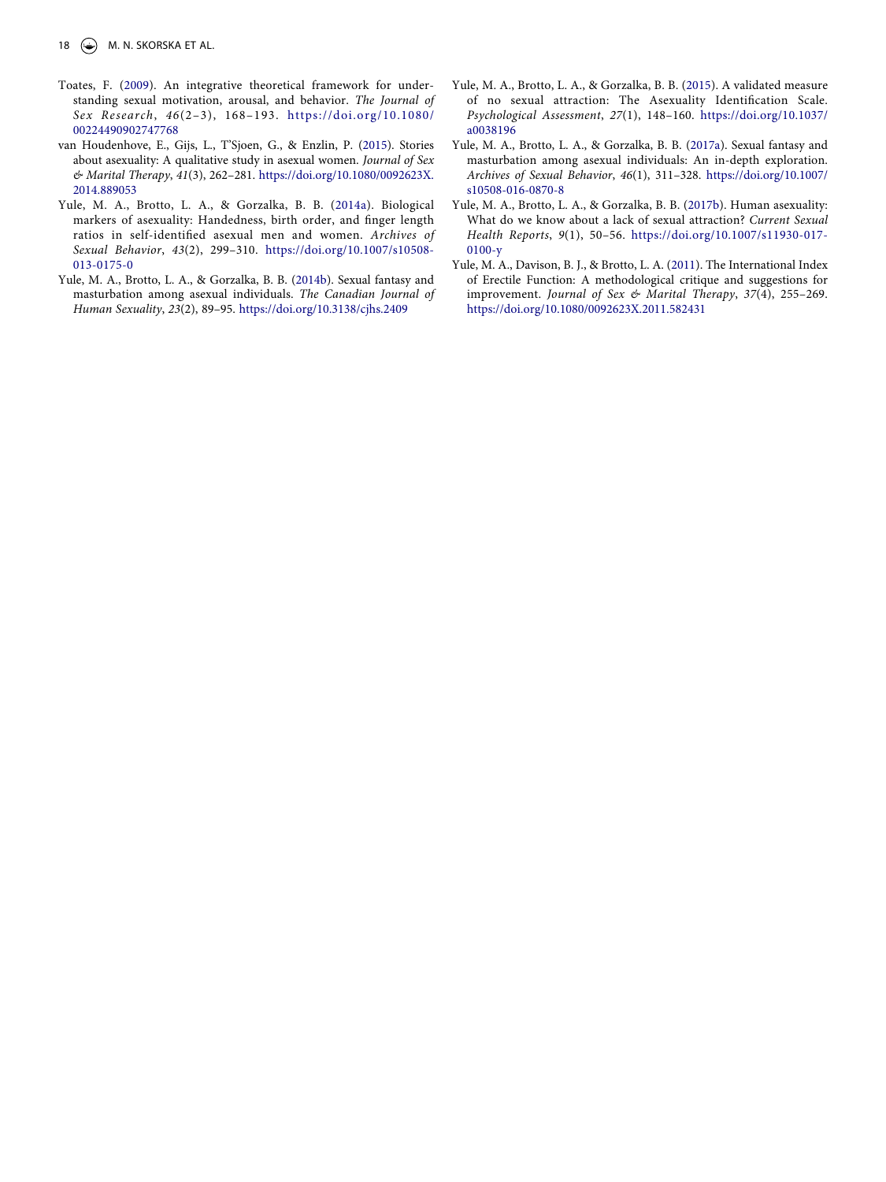Toates, F. (2009). An integrative theoretical framework for understanding sexual motivation, arousal, and behavior. *The Journal of Sex Research*, *46*(2–3), 168–193. https://doi.org/10.1080/00224490902747768

van Houdenhove, E., Gijs, L., T'Sjoen, G., & Enzlin, P. (2015). Stories about asexuality: A qualitative study in asexual women. *Journal of Sex & Marital Therapy*, *41*(3), 262–281. https://doi.org/10.1080/0092623X.2014.889053

Yule, M. A., Brotto, L. A., & Gorzalka, B. B. (2014a). Biological markers of asexuality: Handedness, birth order, and finger length ratios in self-identified asexual men and women. *Archives of Sexual Behavior*, *43*(2), 299–310. https://doi.org/10.1007/s10508-013-0175-0

Yule, M. A., Brotto, L. A., & Gorzalka, B. B. (2014b). Sexual fantasy and masturbation among asexual individuals. *The Canadian Journal of Human Sexuality*, *23*(2), 89–95. https://doi.org/10.3138/cjhs.2409

Yule, M. A., Brotto, L. A., & Gorzalka, B. B. (2015). A validated measure of no sexual attraction: The Asexuality Identification Scale. *Psychological Assessment*, *27*(1), 148–160. https://doi.org/10.1037/a0038196

Yule, M. A., Brotto, L. A., & Gorzalka, B. B. (2017a). Sexual fantasy and masturbation among asexual individuals: An in-depth exploration. *Archives of Sexual Behavior*, *46*(1), 311–328. https://doi.org/10.1007/s10508-016-0870-8

Yule, M. A., Brotto, L. A., & Gorzalka, B. B. (2017b). Human asexuality: What do we know about a lack of sexual attraction? *Current Sexual Health Reports*, *9*(1), 50–56. https://doi.org/10.1007/s11930-017-0100-y

Yule, M. A., Davison, B. J., & Brotto, L. A. (2011). The International Index of Erectile Function: A methodological critique and suggestions for improvement. *Journal of Sex & Marital Therapy*, *37*(4), 255–269. https://doi.org/10.1080/0092623X.2011.582431